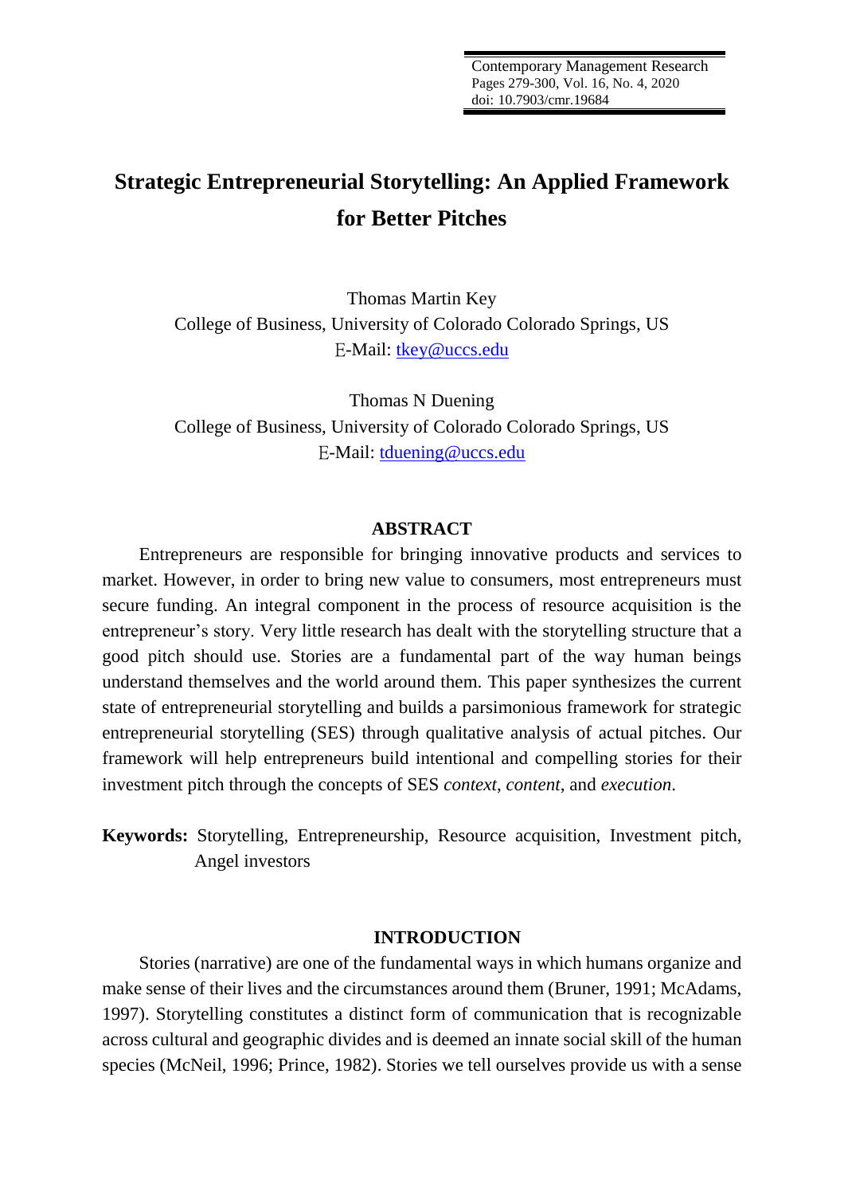# Strategic Entrepreneurial Storytelling: An Applied Framework for Better Pitches

Thomas Martin Key
College of Business, University of Colorado Colorado Springs, US
E-Mail: tkey@uccs.edu

Thomas N Duening
College of Business, University of Colorado Colorado Springs, US
E-Mail: tduening@uccs.edu

## ABSTRACT

Entrepreneurs are responsible for bringing innovative products and services to market. However, in order to bring new value to consumers, most entrepreneurs must secure funding. An integral component in the process of resource acquisition is the entrepreneur's story. Very little research has dealt with the storytelling structure that a good pitch should use. Stories are a fundamental part of the way human beings understand themselves and the world around them. This paper synthesizes the current state of entrepreneurial storytelling and builds a parsimonious framework for strategic entrepreneurial storytelling (SES) through qualitative analysis of actual pitches. Our framework will help entrepreneurs build intentional and compelling stories for their investment pitch through the concepts of SES *context*, *content*, and *execution*.

**Keywords:** Storytelling, Entrepreneurship, Resource acquisition, Investment pitch, Angel investors

## INTRODUCTION

Stories (narrative) are one of the fundamental ways in which humans organize and make sense of their lives and the circumstances around them (Bruner, 1991; McAdams, 1997). Storytelling constitutes a distinct form of communication that is recognizable across cultural and geographic divides and is deemed an innate social skill of the human species (McNeil, 1996; Prince, 1982). Stories we tell ourselves provide us with a sense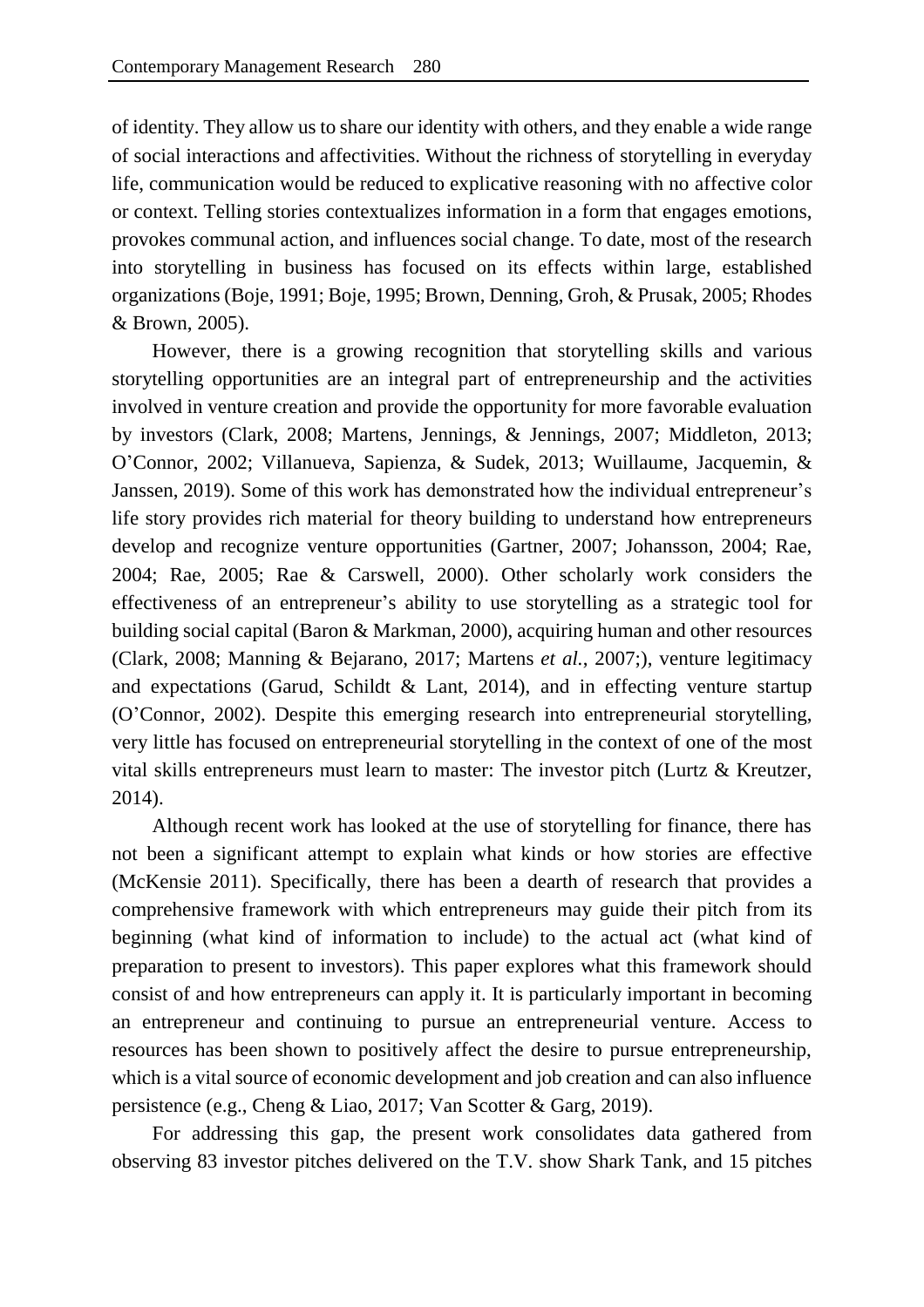of identity. They allow us to share our identity with others, and they enable a wide range of social interactions and affectivities. Without the richness of storytelling in everyday life, communication would be reduced to explicative reasoning with no affective color or context. Telling stories contextualizes information in a form that engages emotions, provokes communal action, and influences social change. To date, most of the research into storytelling in business has focused on its effects within large, established organizations (Boje, 1991; Boje, 1995; Brown, Denning, Groh, & Prusak, 2005; Rhodes & Brown, 2005).

However, there is a growing recognition that storytelling skills and various storytelling opportunities are an integral part of entrepreneurship and the activities involved in venture creation and provide the opportunity for more favorable evaluation by investors (Clark, 2008; Martens, Jennings, & Jennings, 2007; Middleton, 2013; O'Connor, 2002; Villanueva, Sapienza, & Sudek, 2013; Wuillaume, Jacquemin, & Janssen, 2019). Some of this work has demonstrated how the individual entrepreneur's life story provides rich material for theory building to understand how entrepreneurs develop and recognize venture opportunities (Gartner, 2007; Johansson, 2004; Rae, 2004; Rae, 2005; Rae & Carswell, 2000). Other scholarly work considers the effectiveness of an entrepreneur's ability to use storytelling as a strategic tool for building social capital (Baron & Markman, 2000), acquiring human and other resources (Clark, 2008; Manning & Bejarano, 2017; Martens *et al.*, 2007;), venture legitimacy and expectations (Garud, Schildt & Lant, 2014), and in effecting venture startup (O'Connor, 2002). Despite this emerging research into entrepreneurial storytelling, very little has focused on entrepreneurial storytelling in the context of one of the most vital skills entrepreneurs must learn to master: The investor pitch (Lurtz & Kreutzer, 2014).

Although recent work has looked at the use of storytelling for finance, there has not been a significant attempt to explain what kinds or how stories are effective (McKensie 2011). Specifically, there has been a dearth of research that provides a comprehensive framework with which entrepreneurs may guide their pitch from its beginning (what kind of information to include) to the actual act (what kind of preparation to present to investors). This paper explores what this framework should consist of and how entrepreneurs can apply it. It is particularly important in becoming an entrepreneur and continuing to pursue an entrepreneurial venture. Access to resources has been shown to positively affect the desire to pursue entrepreneurship, which is a vital source of economic development and job creation and can also influence persistence (e.g., Cheng & Liao, 2017; Van Scotter & Garg, 2019).

For addressing this gap, the present work consolidates data gathered from observing 83 investor pitches delivered on the T.V. show Shark Tank, and 15 pitches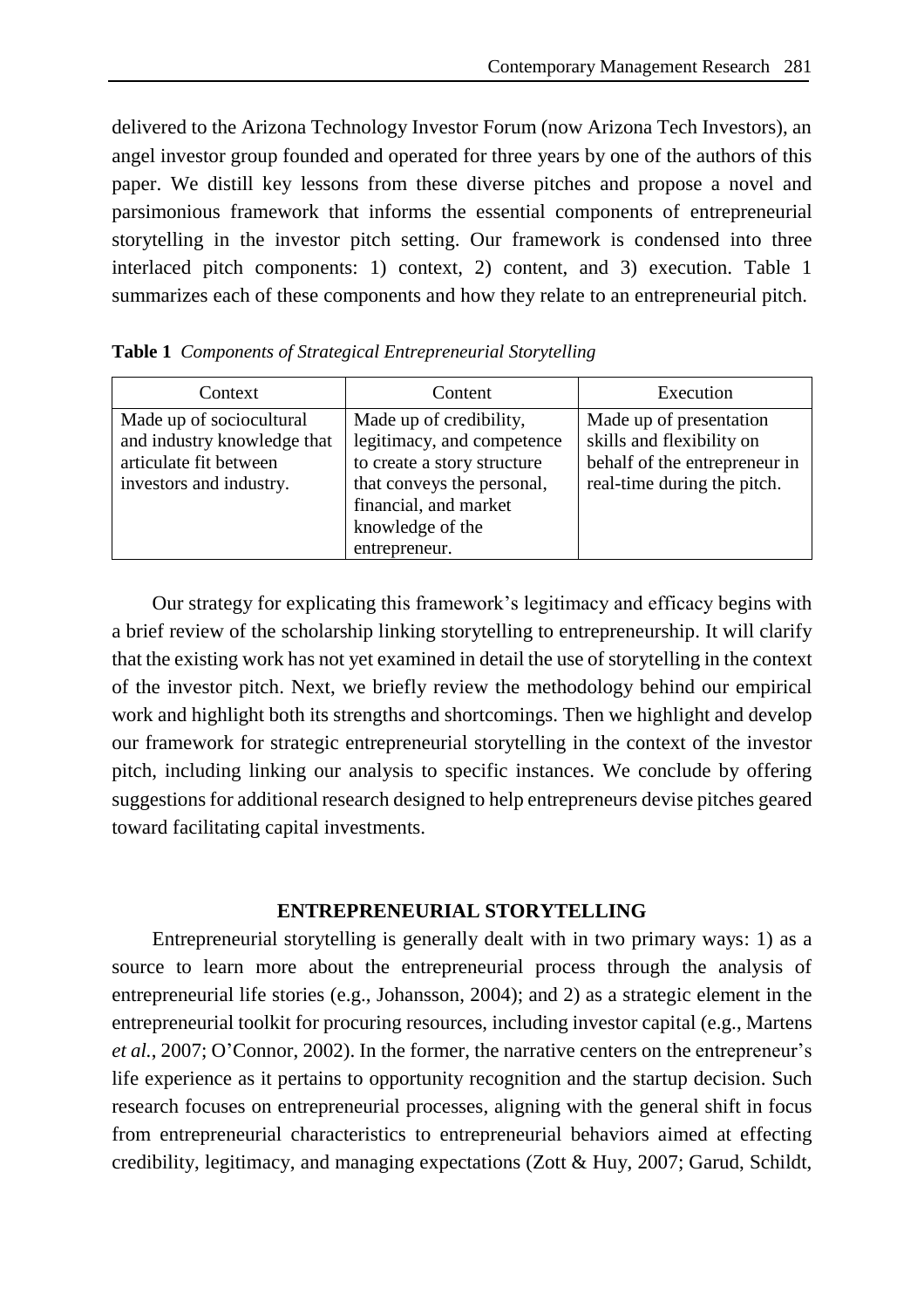delivered to the Arizona Technology Investor Forum (now Arizona Tech Investors), an angel investor group founded and operated for three years by one of the authors of this paper. We distill key lessons from these diverse pitches and propose a novel and parsimonious framework that informs the essential components of entrepreneurial storytelling in the investor pitch setting. Our framework is condensed into three interlaced pitch components: 1) context, 2) content, and 3) execution. Table 1 summarizes each of these components and how they relate to an entrepreneurial pitch.

**Table 1** *Components of Strategical Entrepreneurial Storytelling*

| Context | Content | Execution |
|---|---|---|
| Made up of sociocultural and industry knowledge that articulate fit between investors and industry. | Made up of credibility, legitimacy, and competence to create a story structure that conveys the personal, financial, and market knowledge of the entrepreneur. | Made up of presentation skills and flexibility on behalf of the entrepreneur in real-time during the pitch. |

Our strategy for explicating this framework's legitimacy and efficacy begins with a brief review of the scholarship linking storytelling to entrepreneurship. It will clarify that the existing work has not yet examined in detail the use of storytelling in the context of the investor pitch. Next, we briefly review the methodology behind our empirical work and highlight both its strengths and shortcomings. Then we highlight and develop our framework for strategic entrepreneurial storytelling in the context of the investor pitch, including linking our analysis to specific instances. We conclude by offering suggestions for additional research designed to help entrepreneurs devise pitches geared toward facilitating capital investments.

## ENTREPRENEURIAL STORYTELLING

Entrepreneurial storytelling is generally dealt with in two primary ways: 1) as a source to learn more about the entrepreneurial process through the analysis of entrepreneurial life stories (e.g., Johansson, 2004); and 2) as a strategic element in the entrepreneurial toolkit for procuring resources, including investor capital (e.g., Martens *et al.*, 2007; O'Connor, 2002). In the former, the narrative centers on the entrepreneur's life experience as it pertains to opportunity recognition and the startup decision. Such research focuses on entrepreneurial processes, aligning with the general shift in focus from entrepreneurial characteristics to entrepreneurial behaviors aimed at effecting credibility, legitimacy, and managing expectations (Zott & Huy, 2007; Garud, Schildt,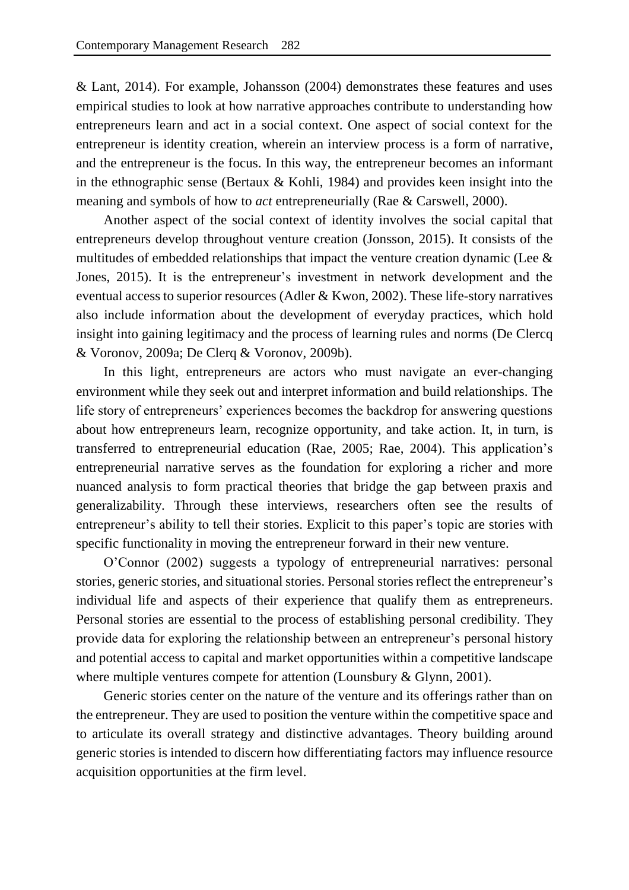& Lant, 2014). For example, Johansson (2004) demonstrates these features and uses empirical studies to look at how narrative approaches contribute to understanding how entrepreneurs learn and act in a social context. One aspect of social context for the entrepreneur is identity creation, wherein an interview process is a form of narrative, and the entrepreneur is the focus. In this way, the entrepreneur becomes an informant in the ethnographic sense (Bertaux & Kohli, 1984) and provides keen insight into the meaning and symbols of how to *act* entrepreneurially (Rae & Carswell, 2000).

Another aspect of the social context of identity involves the social capital that entrepreneurs develop throughout venture creation (Jonsson, 2015). It consists of the multitudes of embedded relationships that impact the venture creation dynamic (Lee & Jones, 2015). It is the entrepreneur's investment in network development and the eventual access to superior resources (Adler & Kwon, 2002). These life-story narratives also include information about the development of everyday practices, which hold insight into gaining legitimacy and the process of learning rules and norms (De Clercq & Voronov, 2009a; De Clerq & Voronov, 2009b).

In this light, entrepreneurs are actors who must navigate an ever-changing environment while they seek out and interpret information and build relationships. The life story of entrepreneurs' experiences becomes the backdrop for answering questions about how entrepreneurs learn, recognize opportunity, and take action. It, in turn, is transferred to entrepreneurial education (Rae, 2005; Rae, 2004). This application's entrepreneurial narrative serves as the foundation for exploring a richer and more nuanced analysis to form practical theories that bridge the gap between praxis and generalizability. Through these interviews, researchers often see the results of entrepreneur's ability to tell their stories. Explicit to this paper's topic are stories with specific functionality in moving the entrepreneur forward in their new venture.

O'Connor (2002) suggests a typology of entrepreneurial narratives: personal stories, generic stories, and situational stories. Personal stories reflect the entrepreneur's individual life and aspects of their experience that qualify them as entrepreneurs. Personal stories are essential to the process of establishing personal credibility. They provide data for exploring the relationship between an entrepreneur's personal history and potential access to capital and market opportunities within a competitive landscape where multiple ventures compete for attention (Lounsbury & Glynn, 2001).

Generic stories center on the nature of the venture and its offerings rather than on the entrepreneur. They are used to position the venture within the competitive space and to articulate its overall strategy and distinctive advantages. Theory building around generic stories is intended to discern how differentiating factors may influence resource acquisition opportunities at the firm level.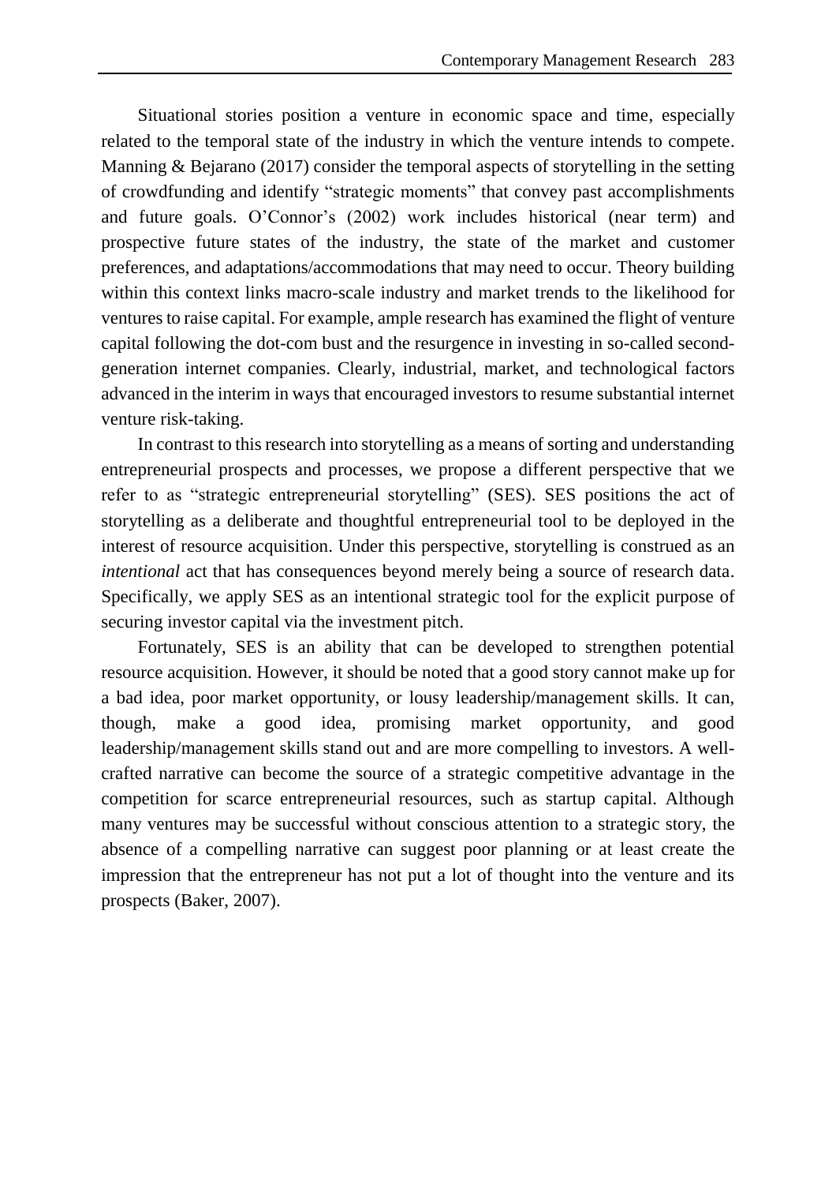Situational stories position a venture in economic space and time, especially related to the temporal state of the industry in which the venture intends to compete. Manning & Bejarano (2017) consider the temporal aspects of storytelling in the setting of crowdfunding and identify "strategic moments" that convey past accomplishments and future goals. O'Connor's (2002) work includes historical (near term) and prospective future states of the industry, the state of the market and customer preferences, and adaptations/accommodations that may need to occur. Theory building within this context links macro-scale industry and market trends to the likelihood for ventures to raise capital. For example, ample research has examined the flight of venture capital following the dot-com bust and the resurgence in investing in so-called second-generation internet companies. Clearly, industrial, market, and technological factors advanced in the interim in ways that encouraged investors to resume substantial internet venture risk-taking.

In contrast to this research into storytelling as a means of sorting and understanding entrepreneurial prospects and processes, we propose a different perspective that we refer to as "strategic entrepreneurial storytelling" (SES). SES positions the act of storytelling as a deliberate and thoughtful entrepreneurial tool to be deployed in the interest of resource acquisition. Under this perspective, storytelling is construed as an *intentional* act that has consequences beyond merely being a source of research data. Specifically, we apply SES as an intentional strategic tool for the explicit purpose of securing investor capital via the investment pitch.

Fortunately, SES is an ability that can be developed to strengthen potential resource acquisition. However, it should be noted that a good story cannot make up for a bad idea, poor market opportunity, or lousy leadership/management skills. It can, though, make a good idea, promising market opportunity, and good leadership/management skills stand out and are more compelling to investors. A well-crafted narrative can become the source of a strategic competitive advantage in the competition for scarce entrepreneurial resources, such as startup capital. Although many ventures may be successful without conscious attention to a strategic story, the absence of a compelling narrative can suggest poor planning or at least create the impression that the entrepreneur has not put a lot of thought into the venture and its prospects (Baker, 2007).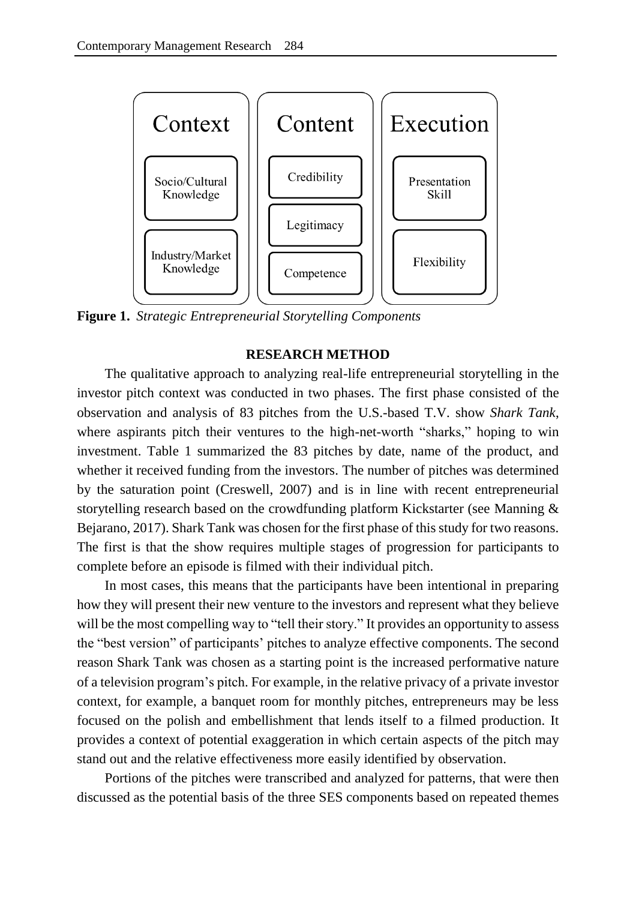| Context | Content | Execution |
|---|---|---|
| Socio/Cultural Knowledge | Credibility | Presentation Skill |
| | Legitimacy | |
| Industry/Market Knowledge | Competence | Flexibility |

**Figure 1.** *Strategic Entrepreneurial Storytelling Components*

## RESEARCH METHOD

The qualitative approach to analyzing real-life entrepreneurial storytelling in the investor pitch context was conducted in two phases. The first phase consisted of the observation and analysis of 83 pitches from the U.S.-based T.V. show *Shark Tank*, where aspirants pitch their ventures to the high-net-worth "sharks," hoping to win investment. Table 1 summarized the 83 pitches by date, name of the product, and whether it received funding from the investors. The number of pitches was determined by the saturation point (Creswell, 2007) and is in line with recent entrepreneurial storytelling research based on the crowdfunding platform Kickstarter (see Manning & Bejarano, 2017). Shark Tank was chosen for the first phase of this study for two reasons. The first is that the show requires multiple stages of progression for participants to complete before an episode is filmed with their individual pitch.

In most cases, this means that the participants have been intentional in preparing how they will present their new venture to the investors and represent what they believe will be the most compelling way to "tell their story." It provides an opportunity to assess the "best version" of participants' pitches to analyze effective components. The second reason Shark Tank was chosen as a starting point is the increased performative nature of a television program's pitch. For example, in the relative privacy of a private investor context, for example, a banquet room for monthly pitches, entrepreneurs may be less focused on the polish and embellishment that lends itself to a filmed production. It provides a context of potential exaggeration in which certain aspects of the pitch may stand out and the relative effectiveness more easily identified by observation.

Portions of the pitches were transcribed and analyzed for patterns, that were then discussed as the potential basis of the three SES components based on repeated themes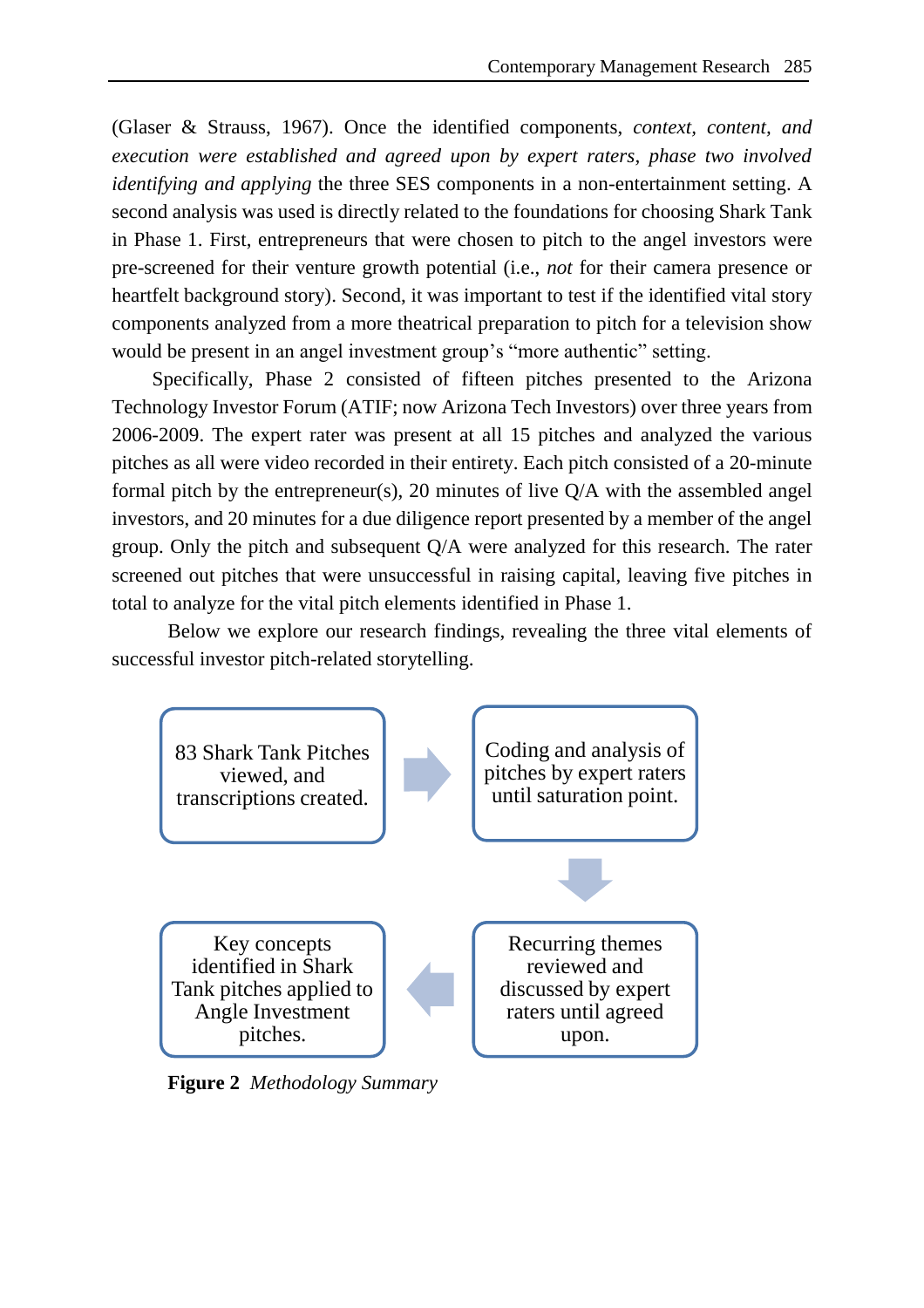(Glaser & Strauss, 1967). Once the identified components, *context, content, and execution were established and agreed upon by expert raters, phase two involved identifying and applying* the three SES components in a non-entertainment setting. A second analysis was used is directly related to the foundations for choosing Shark Tank in Phase 1. First, entrepreneurs that were chosen to pitch to the angel investors were pre-screened for their venture growth potential (i.e., *not* for their camera presence or heartfelt background story). Second, it was important to test if the identified vital story components analyzed from a more theatrical preparation to pitch for a television show would be present in an angel investment group's "more authentic" setting.

Specifically, Phase 2 consisted of fifteen pitches presented to the Arizona Technology Investor Forum (ATIF; now Arizona Tech Investors) over three years from 2006-2009. The expert rater was present at all 15 pitches and analyzed the various pitches as all were video recorded in their entirety. Each pitch consisted of a 20-minute formal pitch by the entrepreneur(s), 20 minutes of live Q/A with the assembled angel investors, and 20 minutes for a due diligence report presented by a member of the angel group. Only the pitch and subsequent Q/A were analyzed for this research. The rater screened out pitches that were unsuccessful in raising capital, leaving five pitches in total to analyze for the vital pitch elements identified in Phase 1.

Below we explore our research findings, revealing the three vital elements of successful investor pitch-related storytelling.

83 Shark Tank Pitches viewed, and transcriptions created. → Coding and analysis of pitches by expert raters until saturation point. → Recurring themes reviewed and discussed by expert raters until agreed upon. → Key concepts identified in Shark Tank pitches applied to Angle Investment pitches.

**Figure 2** *Methodology Summary*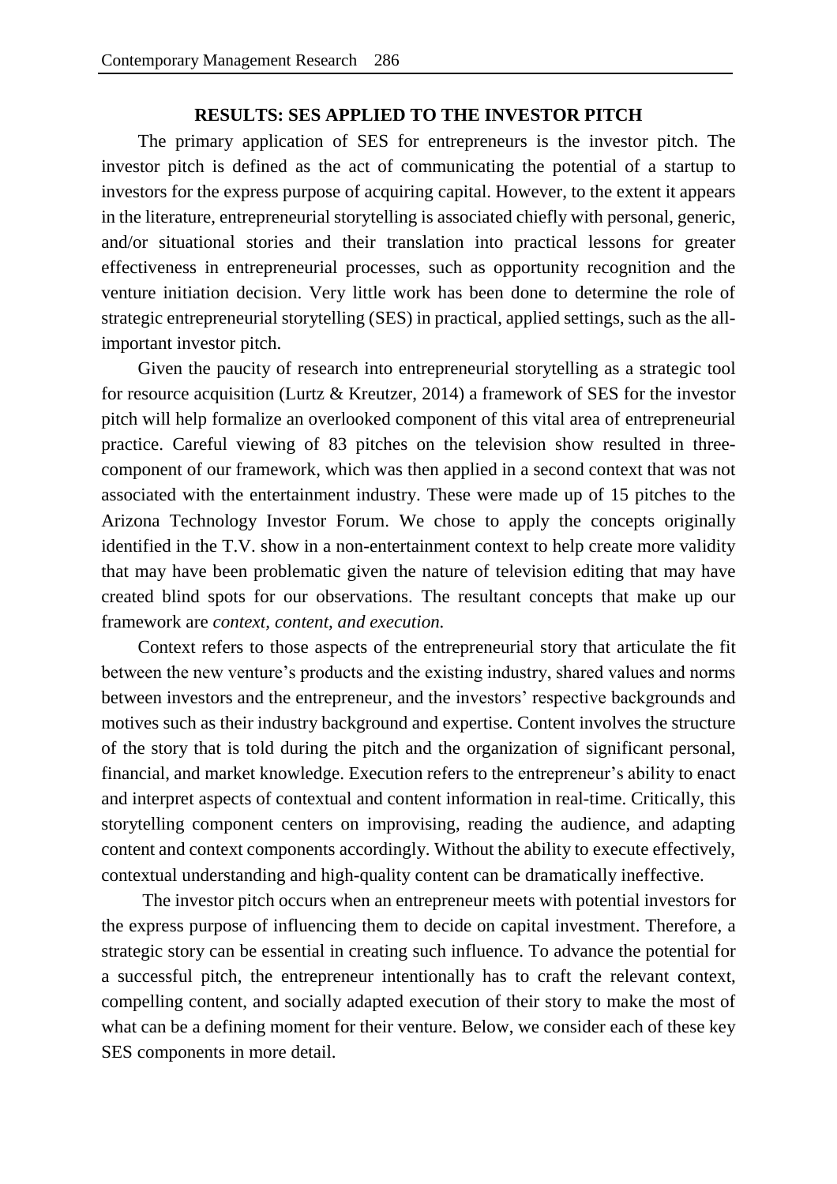## RESULTS: SES APPLIED TO THE INVESTOR PITCH

The primary application of SES for entrepreneurs is the investor pitch. The investor pitch is defined as the act of communicating the potential of a startup to investors for the express purpose of acquiring capital. However, to the extent it appears in the literature, entrepreneurial storytelling is associated chiefly with personal, generic, and/or situational stories and their translation into practical lessons for greater effectiveness in entrepreneurial processes, such as opportunity recognition and the venture initiation decision. Very little work has been done to determine the role of strategic entrepreneurial storytelling (SES) in practical, applied settings, such as the all-important investor pitch.

Given the paucity of research into entrepreneurial storytelling as a strategic tool for resource acquisition (Lurtz & Kreutzer, 2014) a framework of SES for the investor pitch will help formalize an overlooked component of this vital area of entrepreneurial practice. Careful viewing of 83 pitches on the television show resulted in three-component of our framework, which was then applied in a second context that was not associated with the entertainment industry. These were made up of 15 pitches to the Arizona Technology Investor Forum. We chose to apply the concepts originally identified in the T.V. show in a non-entertainment context to help create more validity that may have been problematic given the nature of television editing that may have created blind spots for our observations. The resultant concepts that make up our framework are *context, content, and execution.*

Context refers to those aspects of the entrepreneurial story that articulate the fit between the new venture's products and the existing industry, shared values and norms between investors and the entrepreneur, and the investors' respective backgrounds and motives such as their industry background and expertise. Content involves the structure of the story that is told during the pitch and the organization of significant personal, financial, and market knowledge. Execution refers to the entrepreneur's ability to enact and interpret aspects of contextual and content information in real-time. Critically, this storytelling component centers on improvising, reading the audience, and adapting content and context components accordingly. Without the ability to execute effectively, contextual understanding and high-quality content can be dramatically ineffective.

The investor pitch occurs when an entrepreneur meets with potential investors for the express purpose of influencing them to decide on capital investment. Therefore, a strategic story can be essential in creating such influence. To advance the potential for a successful pitch, the entrepreneur intentionally has to craft the relevant context, compelling content, and socially adapted execution of their story to make the most of what can be a defining moment for their venture. Below, we consider each of these key SES components in more detail.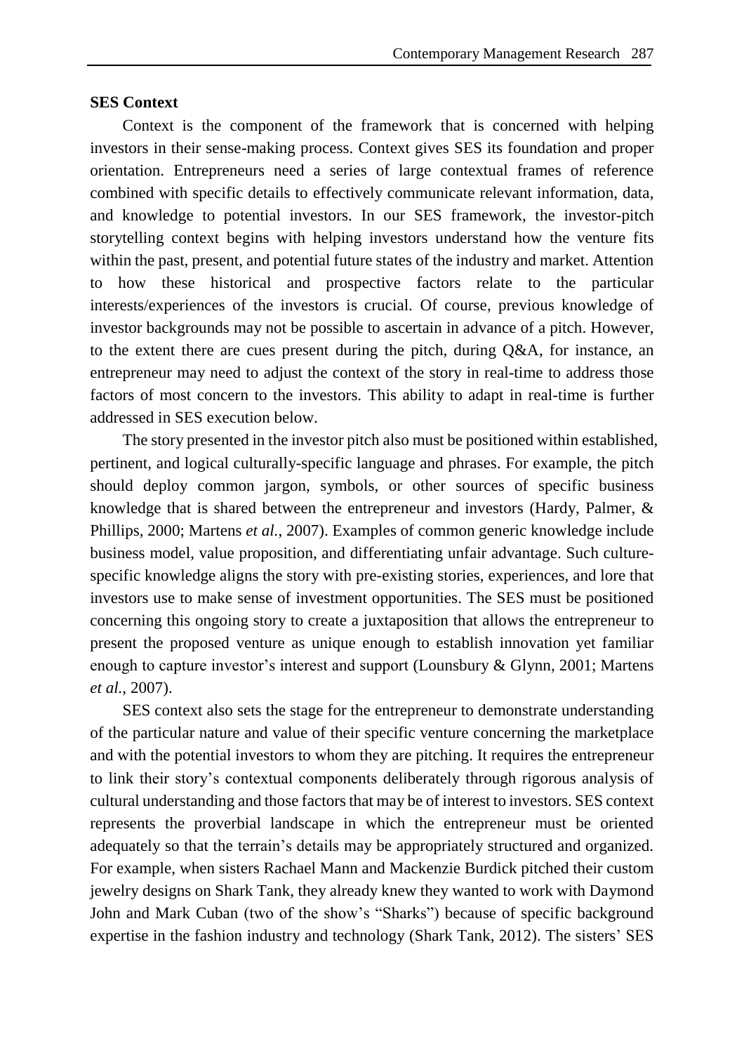**SES Context**

Context is the component of the framework that is concerned with helping investors in their sense-making process. Context gives SES its foundation and proper orientation. Entrepreneurs need a series of large contextual frames of reference combined with specific details to effectively communicate relevant information, data, and knowledge to potential investors. In our SES framework, the investor-pitch storytelling context begins with helping investors understand how the venture fits within the past, present, and potential future states of the industry and market. Attention to how these historical and prospective factors relate to the particular interests/experiences of the investors is crucial. Of course, previous knowledge of investor backgrounds may not be possible to ascertain in advance of a pitch. However, to the extent there are cues present during the pitch, during Q&A, for instance, an entrepreneur may need to adjust the context of the story in real-time to address those factors of most concern to the investors. This ability to adapt in real-time is further addressed in SES execution below.

The story presented in the investor pitch also must be positioned within established, pertinent, and logical culturally-specific language and phrases. For example, the pitch should deploy common jargon, symbols, or other sources of specific business knowledge that is shared between the entrepreneur and investors (Hardy, Palmer, & Phillips, 2000; Martens *et al.*, 2007). Examples of common generic knowledge include business model, value proposition, and differentiating unfair advantage. Such culture-specific knowledge aligns the story with pre-existing stories, experiences, and lore that investors use to make sense of investment opportunities. The SES must be positioned concerning this ongoing story to create a juxtaposition that allows the entrepreneur to present the proposed venture as unique enough to establish innovation yet familiar enough to capture investor's interest and support (Lounsbury & Glynn, 2001; Martens *et al.*, 2007).

SES context also sets the stage for the entrepreneur to demonstrate understanding of the particular nature and value of their specific venture concerning the marketplace and with the potential investors to whom they are pitching. It requires the entrepreneur to link their story's contextual components deliberately through rigorous analysis of cultural understanding and those factors that may be of interest to investors. SES context represents the proverbial landscape in which the entrepreneur must be oriented adequately so that the terrain's details may be appropriately structured and organized. For example, when sisters Rachael Mann and Mackenzie Burdick pitched their custom jewelry designs on Shark Tank, they already knew they wanted to work with Daymond John and Mark Cuban (two of the show's "Sharks") because of specific background expertise in the fashion industry and technology (Shark Tank, 2012). The sisters' SES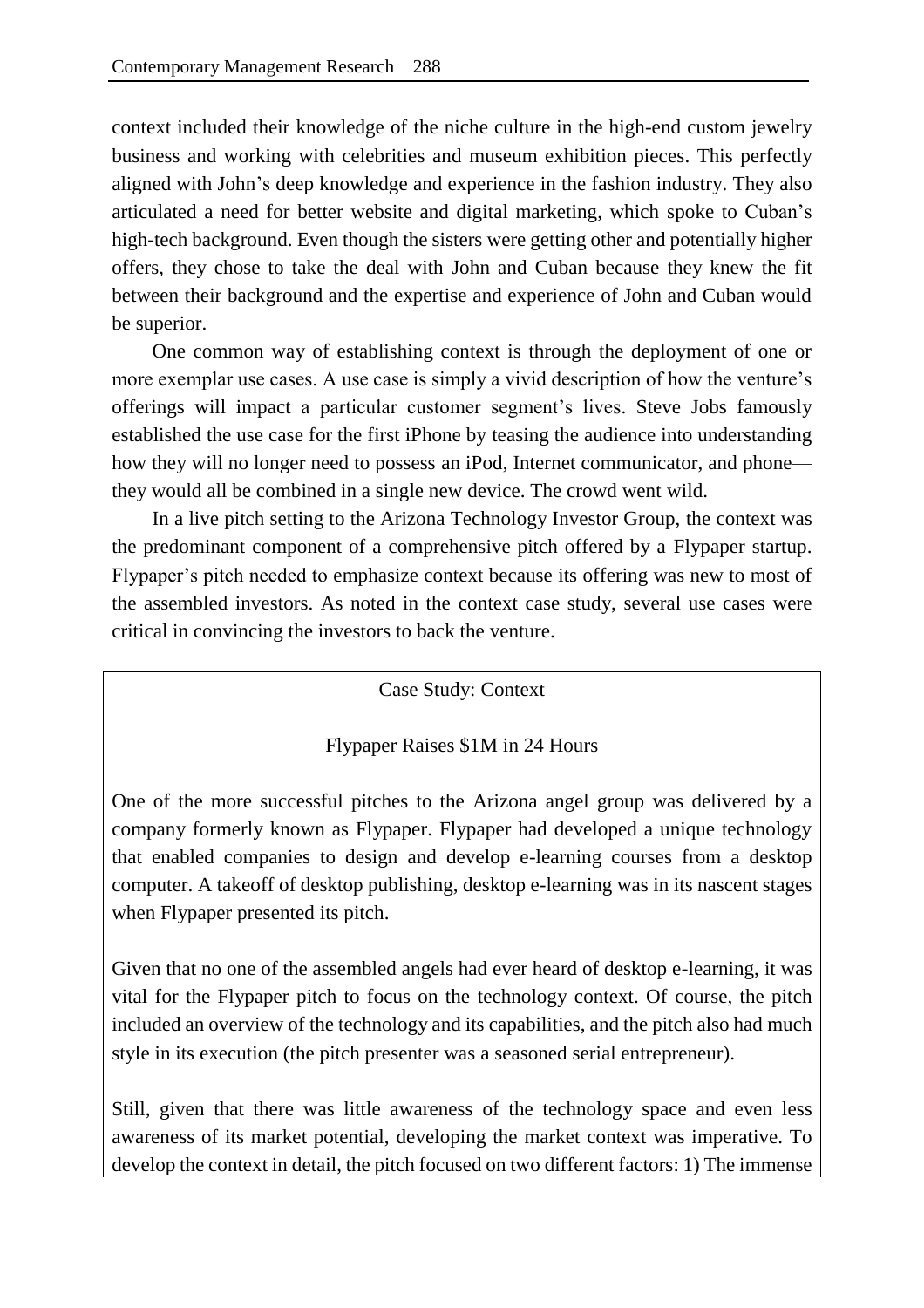context included their knowledge of the niche culture in the high-end custom jewelry business and working with celebrities and museum exhibition pieces. This perfectly aligned with John's deep knowledge and experience in the fashion industry. They also articulated a need for better website and digital marketing, which spoke to Cuban's high-tech background. Even though the sisters were getting other and potentially higher offers, they chose to take the deal with John and Cuban because they knew the fit between their background and the expertise and experience of John and Cuban would be superior.

One common way of establishing context is through the deployment of one or more exemplar use cases. A use case is simply a vivid description of how the venture's offerings will impact a particular customer segment's lives. Steve Jobs famously established the use case for the first iPhone by teasing the audience into understanding how they will no longer need to possess an iPod, Internet communicator, and phone—they would all be combined in a single new device. The crowd went wild.

In a live pitch setting to the Arizona Technology Investor Group, the context was the predominant component of a comprehensive pitch offered by a Flypaper startup. Flypaper's pitch needed to emphasize context because its offering was new to most of the assembled investors. As noted in the context case study, several use cases were critical in convincing the investors to back the venture.

> Case Study: Context
>
> Flypaper Raises $1M in 24 Hours
>
> One of the more successful pitches to the Arizona angel group was delivered by a company formerly known as Flypaper. Flypaper had developed a unique technology that enabled companies to design and develop e-learning courses from a desktop computer. A takeoff of desktop publishing, desktop e-learning was in its nascent stages when Flypaper presented its pitch.
>
> Given that no one of the assembled angels had ever heard of desktop e-learning, it was vital for the Flypaper pitch to focus on the technology context. Of course, the pitch included an overview of the technology and its capabilities, and the pitch also had much style in its execution (the pitch presenter was a seasoned serial entrepreneur).
>
> Still, given that there was little awareness of the technology space and even less awareness of its market potential, developing the market context was imperative. To develop the context in detail, the pitch focused on two different factors: 1) The immense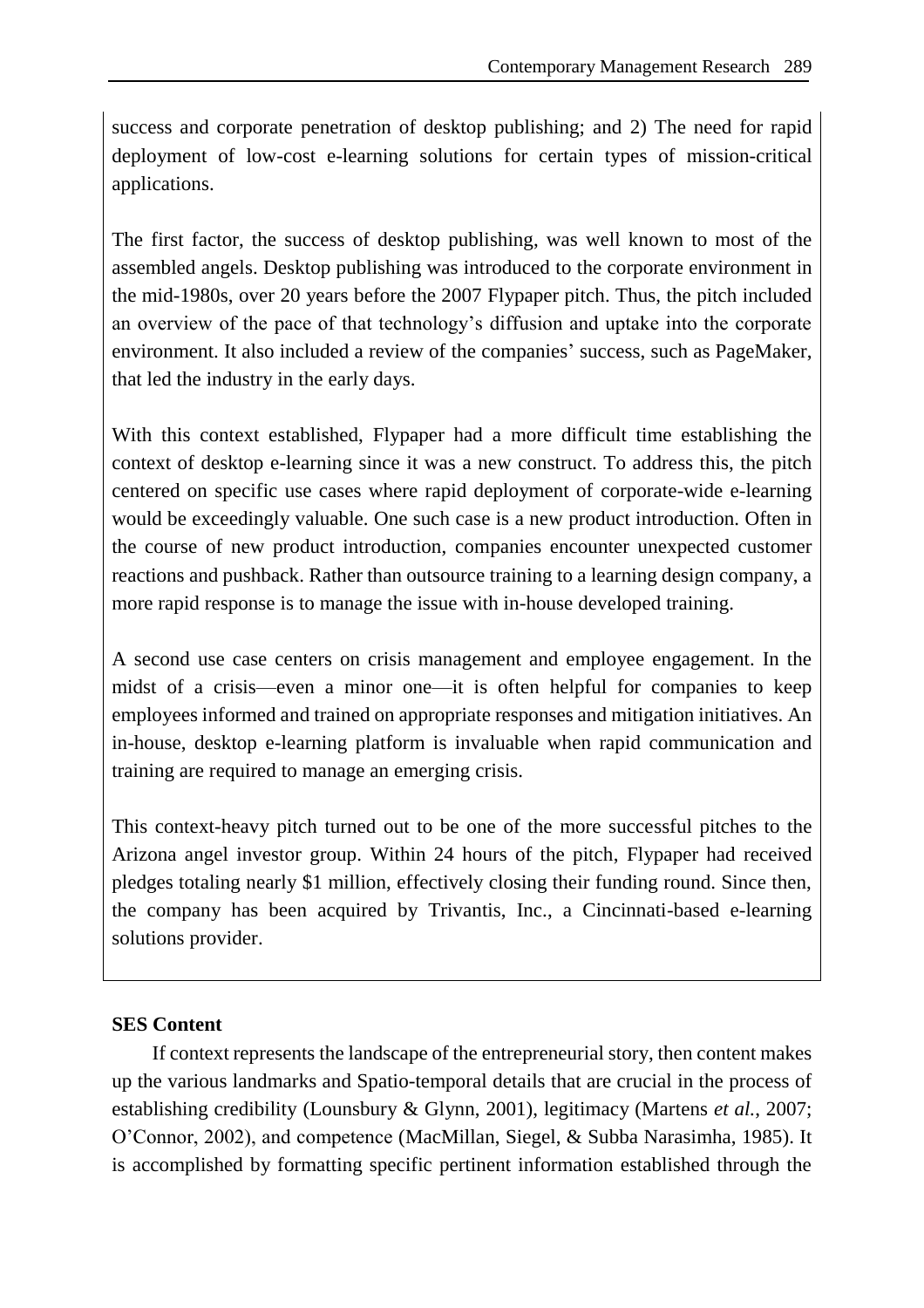success and corporate penetration of desktop publishing; and 2) The need for rapid deployment of low-cost e-learning solutions for certain types of mission-critical applications.

The first factor, the success of desktop publishing, was well known to most of the assembled angels. Desktop publishing was introduced to the corporate environment in the mid-1980s, over 20 years before the 2007 Flypaper pitch. Thus, the pitch included an overview of the pace of that technology's diffusion and uptake into the corporate environment. It also included a review of the companies' success, such as PageMaker, that led the industry in the early days.

With this context established, Flypaper had a more difficult time establishing the context of desktop e-learning since it was a new construct. To address this, the pitch centered on specific use cases where rapid deployment of corporate-wide e-learning would be exceedingly valuable. One such case is a new product introduction. Often in the course of new product introduction, companies encounter unexpected customer reactions and pushback. Rather than outsource training to a learning design company, a more rapid response is to manage the issue with in-house developed training.

A second use case centers on crisis management and employee engagement. In the midst of a crisis—even a minor one—it is often helpful for companies to keep employees informed and trained on appropriate responses and mitigation initiatives. An in-house, desktop e-learning platform is invaluable when rapid communication and training are required to manage an emerging crisis.

This context-heavy pitch turned out to be one of the more successful pitches to the Arizona angel investor group. Within 24 hours of the pitch, Flypaper had received pledges totaling nearly $1 million, effectively closing their funding round. Since then, the company has been acquired by Trivantis, Inc., a Cincinnati-based e-learning solutions provider.

**SES Content**

If context represents the landscape of the entrepreneurial story, then content makes up the various landmarks and Spatio-temporal details that are crucial in the process of establishing credibility (Lounsbury & Glynn, 2001), legitimacy (Martens *et al.*, 2007; O'Connor, 2002), and competence (MacMillan, Siegel, & Subba Narasimha, 1985). It is accomplished by formatting specific pertinent information established through the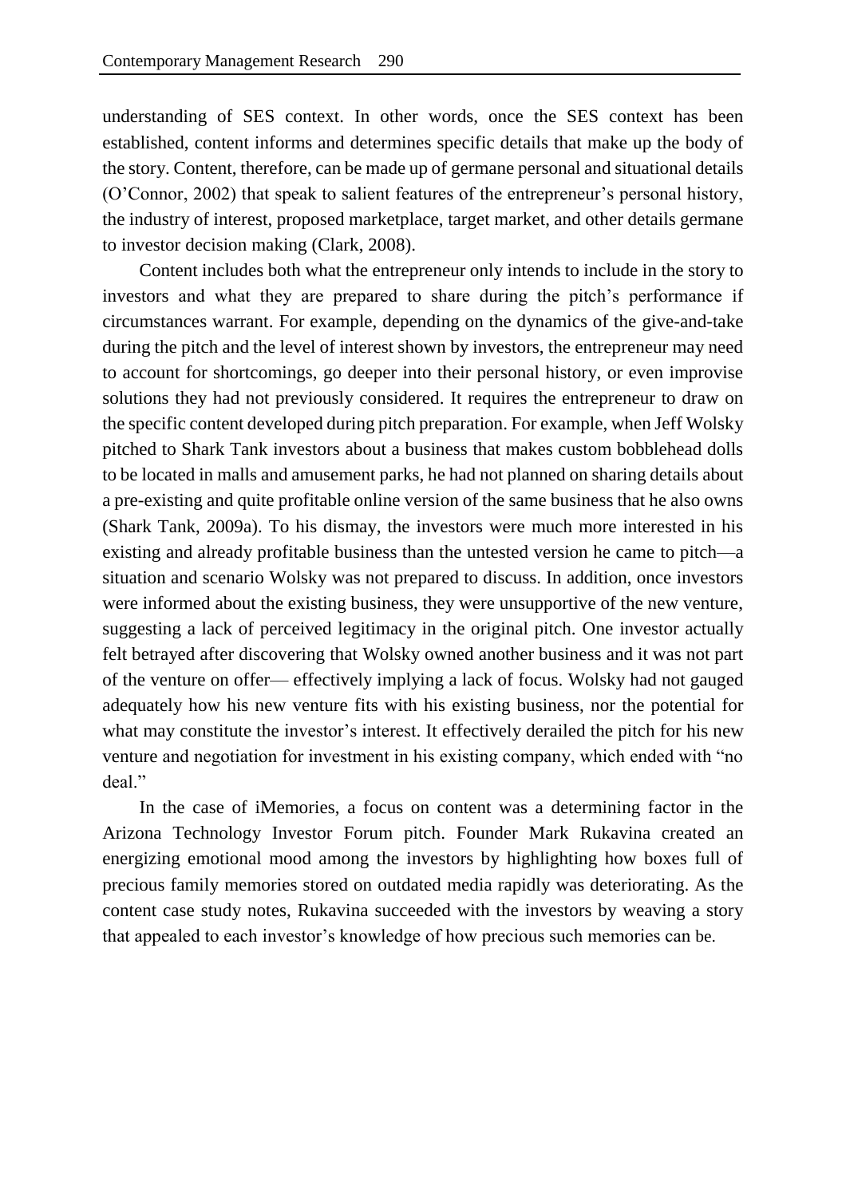understanding of SES context. In other words, once the SES context has been established, content informs and determines specific details that make up the body of the story. Content, therefore, can be made up of germane personal and situational details (O'Connor, 2002) that speak to salient features of the entrepreneur's personal history, the industry of interest, proposed marketplace, target market, and other details germane to investor decision making (Clark, 2008).

Content includes both what the entrepreneur only intends to include in the story to investors and what they are prepared to share during the pitch's performance if circumstances warrant. For example, depending on the dynamics of the give-and-take during the pitch and the level of interest shown by investors, the entrepreneur may need to account for shortcomings, go deeper into their personal history, or even improvise solutions they had not previously considered. It requires the entrepreneur to draw on the specific content developed during pitch preparation. For example, when Jeff Wolsky pitched to Shark Tank investors about a business that makes custom bobblehead dolls to be located in malls and amusement parks, he had not planned on sharing details about a pre-existing and quite profitable online version of the same business that he also owns (Shark Tank, 2009a). To his dismay, the investors were much more interested in his existing and already profitable business than the untested version he came to pitch—a situation and scenario Wolsky was not prepared to discuss. In addition, once investors were informed about the existing business, they were unsupportive of the new venture, suggesting a lack of perceived legitimacy in the original pitch. One investor actually felt betrayed after discovering that Wolsky owned another business and it was not part of the venture on offer— effectively implying a lack of focus. Wolsky had not gauged adequately how his new venture fits with his existing business, nor the potential for what may constitute the investor's interest. It effectively derailed the pitch for his new venture and negotiation for investment in his existing company, which ended with "no deal."

In the case of iMemories, a focus on content was a determining factor in the Arizona Technology Investor Forum pitch. Founder Mark Rukavina created an energizing emotional mood among the investors by highlighting how boxes full of precious family memories stored on outdated media rapidly was deteriorating. As the content case study notes, Rukavina succeeded with the investors by weaving a story that appealed to each investor's knowledge of how precious such memories can be.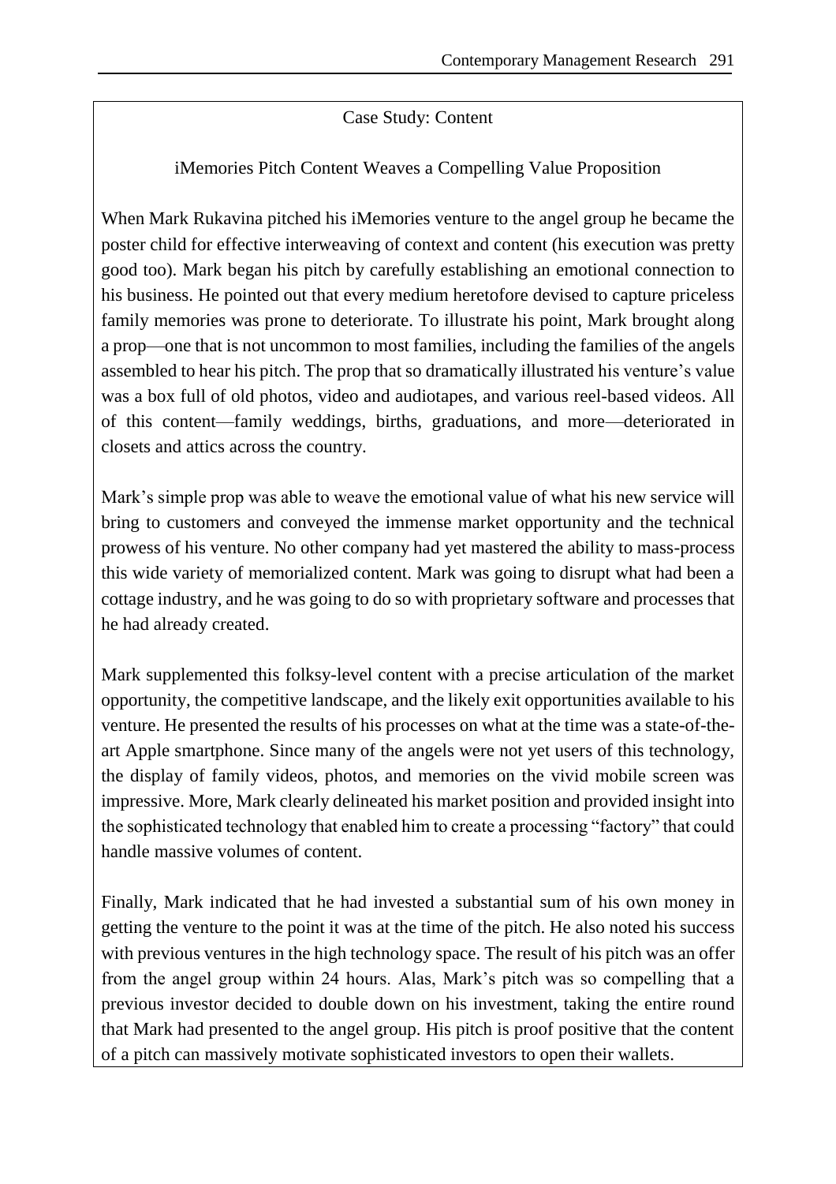### Case Study: Content

### iMemories Pitch Content Weaves a Compelling Value Proposition

When Mark Rukavina pitched his iMemories venture to the angel group he became the poster child for effective interweaving of context and content (his execution was pretty good too). Mark began his pitch by carefully establishing an emotional connection to his business. He pointed out that every medium heretofore devised to capture priceless family memories was prone to deteriorate. To illustrate his point, Mark brought along a prop—one that is not uncommon to most families, including the families of the angels assembled to hear his pitch. The prop that so dramatically illustrated his venture's value was a box full of old photos, video and audiotapes, and various reel-based videos. All of this content—family weddings, births, graduations, and more—deteriorated in closets and attics across the country.

Mark's simple prop was able to weave the emotional value of what his new service will bring to customers and conveyed the immense market opportunity and the technical prowess of his venture. No other company had yet mastered the ability to mass-process this wide variety of memorialized content. Mark was going to disrupt what had been a cottage industry, and he was going to do so with proprietary software and processes that he had already created.

Mark supplemented this folksy-level content with a precise articulation of the market opportunity, the competitive landscape, and the likely exit opportunities available to his venture. He presented the results of his processes on what at the time was a state-of-the-art Apple smartphone. Since many of the angels were not yet users of this technology, the display of family videos, photos, and memories on the vivid mobile screen was impressive. More, Mark clearly delineated his market position and provided insight into the sophisticated technology that enabled him to create a processing "factory" that could handle massive volumes of content.

Finally, Mark indicated that he had invested a substantial sum of his own money in getting the venture to the point it was at the time of the pitch. He also noted his success with previous ventures in the high technology space. The result of his pitch was an offer from the angel group within 24 hours. Alas, Mark's pitch was so compelling that a previous investor decided to double down on his investment, taking the entire round that Mark had presented to the angel group. His pitch is proof positive that the content of a pitch can massively motivate sophisticated investors to open their wallets.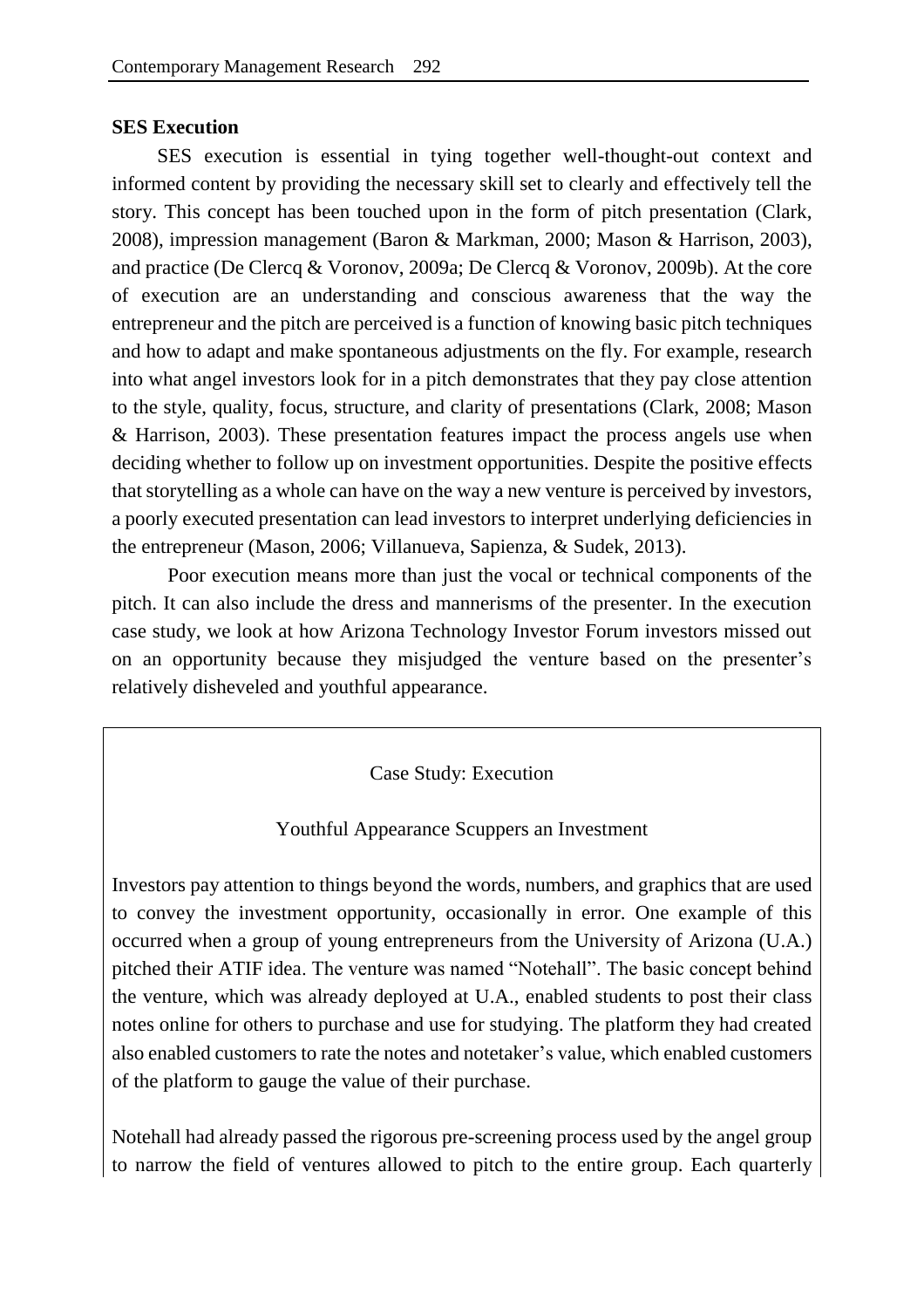**SES Execution**

SES execution is essential in tying together well-thought-out context and informed content by providing the necessary skill set to clearly and effectively tell the story. This concept has been touched upon in the form of pitch presentation (Clark, 2008), impression management (Baron & Markman, 2000; Mason & Harrison, 2003), and practice (De Clercq & Voronov, 2009a; De Clercq & Voronov, 2009b). At the core of execution are an understanding and conscious awareness that the way the entrepreneur and the pitch are perceived is a function of knowing basic pitch techniques and how to adapt and make spontaneous adjustments on the fly. For example, research into what angel investors look for in a pitch demonstrates that they pay close attention to the style, quality, focus, structure, and clarity of presentations (Clark, 2008; Mason & Harrison, 2003). These presentation features impact the process angels use when deciding whether to follow up on investment opportunities. Despite the positive effects that storytelling as a whole can have on the way a new venture is perceived by investors, a poorly executed presentation can lead investors to interpret underlying deficiencies in the entrepreneur (Mason, 2006; Villanueva, Sapienza, & Sudek, 2013).

Poor execution means more than just the vocal or technical components of the pitch. It can also include the dress and mannerisms of the presenter. In the execution case study, we look at how Arizona Technology Investor Forum investors missed out on an opportunity because they misjudged the venture based on the presenter's relatively disheveled and youthful appearance.

Case Study: Execution

Youthful Appearance Scuppers an Investment

Investors pay attention to things beyond the words, numbers, and graphics that are used to convey the investment opportunity, occasionally in error. One example of this occurred when a group of young entrepreneurs from the University of Arizona (U.A.) pitched their ATIF idea. The venture was named "Notehall". The basic concept behind the venture, which was already deployed at U.A., enabled students to post their class notes online for others to purchase and use for studying. The platform they had created also enabled customers to rate the notes and notetaker's value, which enabled customers of the platform to gauge the value of their purchase.

Notehall had already passed the rigorous pre-screening process used by the angel group to narrow the field of ventures allowed to pitch to the entire group. Each quarterly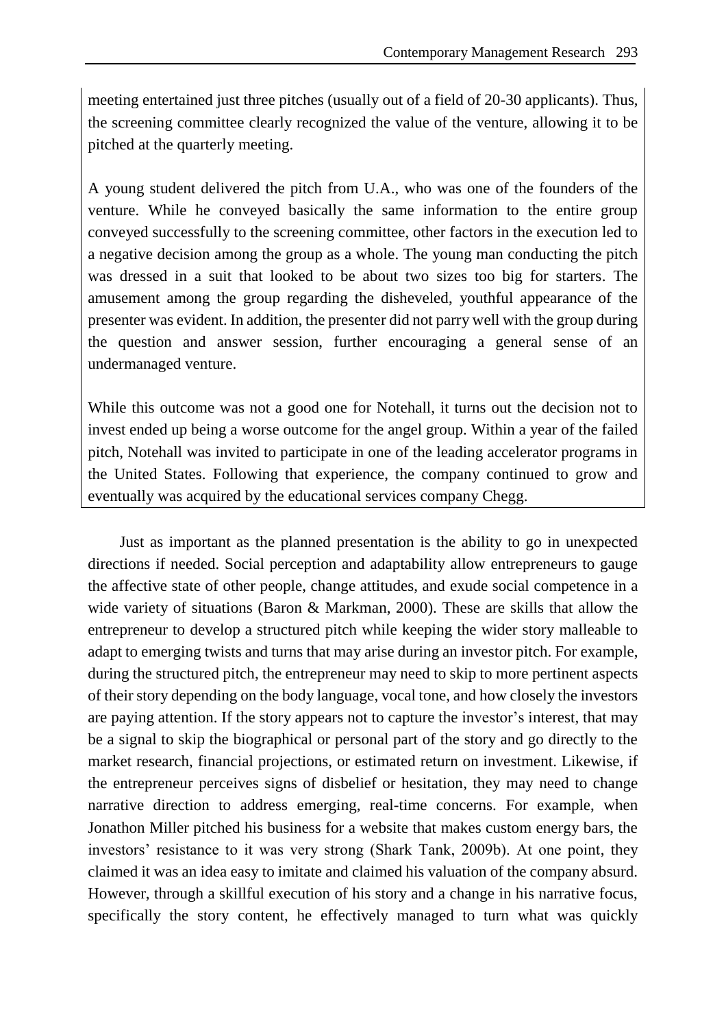meeting entertained just three pitches (usually out of a field of 20-30 applicants). Thus, the screening committee clearly recognized the value of the venture, allowing it to be pitched at the quarterly meeting.

A young student delivered the pitch from U.A., who was one of the founders of the venture. While he conveyed basically the same information to the entire group conveyed successfully to the screening committee, other factors in the execution led to a negative decision among the group as a whole. The young man conducting the pitch was dressed in a suit that looked to be about two sizes too big for starters. The amusement among the group regarding the disheveled, youthful appearance of the presenter was evident. In addition, the presenter did not parry well with the group during the question and answer session, further encouraging a general sense of an undermanaged venture.

While this outcome was not a good one for Notehall, it turns out the decision not to invest ended up being a worse outcome for the angel group. Within a year of the failed pitch, Notehall was invited to participate in one of the leading accelerator programs in the United States. Following that experience, the company continued to grow and eventually was acquired by the educational services company Chegg.

Just as important as the planned presentation is the ability to go in unexpected directions if needed. Social perception and adaptability allow entrepreneurs to gauge the affective state of other people, change attitudes, and exude social competence in a wide variety of situations (Baron & Markman, 2000). These are skills that allow the entrepreneur to develop a structured pitch while keeping the wider story malleable to adapt to emerging twists and turns that may arise during an investor pitch. For example, during the structured pitch, the entrepreneur may need to skip to more pertinent aspects of their story depending on the body language, vocal tone, and how closely the investors are paying attention. If the story appears not to capture the investor's interest, that may be a signal to skip the biographical or personal part of the story and go directly to the market research, financial projections, or estimated return on investment. Likewise, if the entrepreneur perceives signs of disbelief or hesitation, they may need to change narrative direction to address emerging, real-time concerns. For example, when Jonathon Miller pitched his business for a website that makes custom energy bars, the investors' resistance to it was very strong (Shark Tank, 2009b). At one point, they claimed it was an idea easy to imitate and claimed his valuation of the company absurd. However, through a skillful execution of his story and a change in his narrative focus, specifically the story content, he effectively managed to turn what was quickly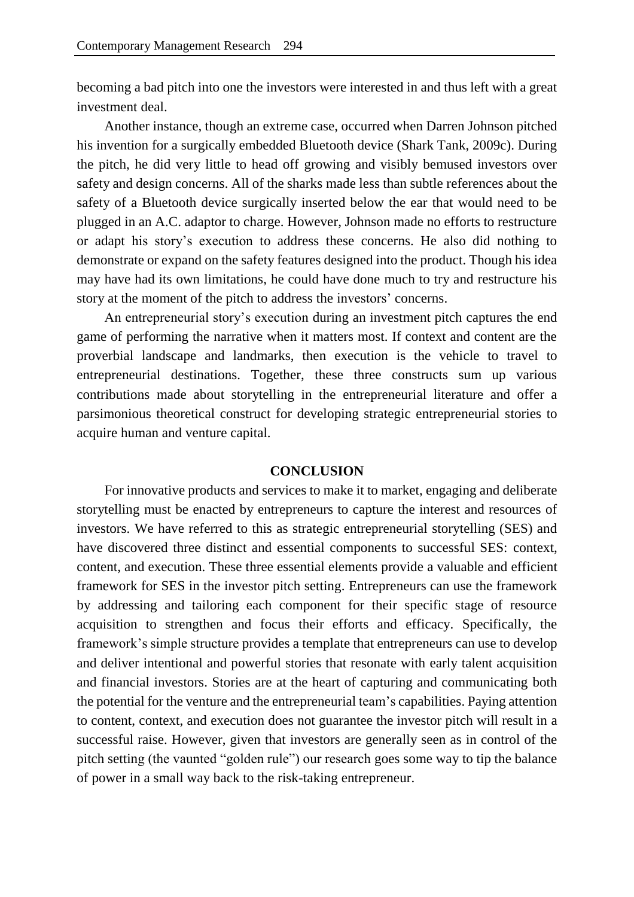becoming a bad pitch into one the investors were interested in and thus left with a great investment deal.

Another instance, though an extreme case, occurred when Darren Johnson pitched his invention for a surgically embedded Bluetooth device (Shark Tank, 2009c). During the pitch, he did very little to head off growing and visibly bemused investors over safety and design concerns. All of the sharks made less than subtle references about the safety of a Bluetooth device surgically inserted below the ear that would need to be plugged in an A.C. adaptor to charge. However, Johnson made no efforts to restructure or adapt his story's execution to address these concerns. He also did nothing to demonstrate or expand on the safety features designed into the product. Though his idea may have had its own limitations, he could have done much to try and restructure his story at the moment of the pitch to address the investors' concerns.

An entrepreneurial story's execution during an investment pitch captures the end game of performing the narrative when it matters most. If context and content are the proverbial landscape and landmarks, then execution is the vehicle to travel to entrepreneurial destinations. Together, these three constructs sum up various contributions made about storytelling in the entrepreneurial literature and offer a parsimonious theoretical construct for developing strategic entrepreneurial stories to acquire human and venture capital.

## CONCLUSION

For innovative products and services to make it to market, engaging and deliberate storytelling must be enacted by entrepreneurs to capture the interest and resources of investors. We have referred to this as strategic entrepreneurial storytelling (SES) and have discovered three distinct and essential components to successful SES: context, content, and execution. These three essential elements provide a valuable and efficient framework for SES in the investor pitch setting. Entrepreneurs can use the framework by addressing and tailoring each component for their specific stage of resource acquisition to strengthen and focus their efforts and efficacy. Specifically, the framework's simple structure provides a template that entrepreneurs can use to develop and deliver intentional and powerful stories that resonate with early talent acquisition and financial investors. Stories are at the heart of capturing and communicating both the potential for the venture and the entrepreneurial team's capabilities. Paying attention to content, context, and execution does not guarantee the investor pitch will result in a successful raise. However, given that investors are generally seen as in control of the pitch setting (the vaunted "golden rule") our research goes some way to tip the balance of power in a small way back to the risk-taking entrepreneur.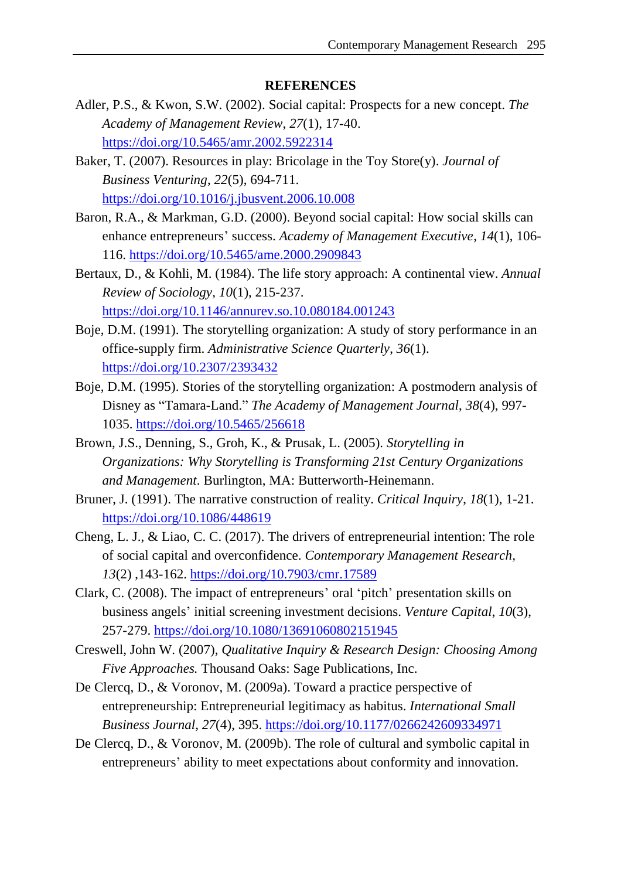## REFERENCES

Adler, P.S., & Kwon, S.W. (2002). Social capital: Prospects for a new concept. *The Academy of Management Review*, *27*(1), 17-40. https://doi.org/10.5465/amr.2002.5922314

Baker, T. (2007). Resources in play: Bricolage in the Toy Store(y). *Journal of Business Venturing*, *22*(5), 694-711. https://doi.org/10.1016/j.jbusvent.2006.10.008

Baron, R.A., & Markman, G.D. (2000). Beyond social capital: How social skills can enhance entrepreneurs' success. *Academy of Management Executive*, *14*(1), 106-116. https://doi.org/10.5465/ame.2000.2909843

Bertaux, D., & Kohli, M. (1984). The life story approach: A continental view. *Annual Review of Sociology*, *10*(1), 215-237. https://doi.org/10.1146/annurev.so.10.080184.001243

Boje, D.M. (1991). The storytelling organization: A study of story performance in an office-supply firm. *Administrative Science Quarterly*, *36*(1). https://doi.org/10.2307/2393432

Boje, D.M. (1995). Stories of the storytelling organization: A postmodern analysis of Disney as "Tamara-Land." *The Academy of Management Journal*, *38*(4), 997-1035. https://doi.org/10.5465/256618

Brown, J.S., Denning, S., Groh, K., & Prusak, L. (2005). *Storytelling in Organizations: Why Storytelling is Transforming 21st Century Organizations and Management*. Burlington, MA: Butterworth-Heinemann.

Bruner, J. (1991). The narrative construction of reality. *Critical Inquiry*, *18*(1), 1-21. https://doi.org/10.1086/448619

Cheng, L. J., & Liao, C. C. (2017). The drivers of entrepreneurial intention: The role of social capital and overconfidence. *Contemporary Management Research*, *13*(2) ,143-162. https://doi.org/10.7903/cmr.17589

Clark, C. (2008). The impact of entrepreneurs' oral 'pitch' presentation skills on business angels' initial screening investment decisions. *Venture Capital*, *10*(3), 257-279. https://doi.org/10.1080/13691060802151945

Creswell, John W. (2007), *Qualitative Inquiry & Research Design: Choosing Among Five Approaches.* Thousand Oaks: Sage Publications, Inc.

De Clercq, D., & Voronov, M. (2009a). Toward a practice perspective of entrepreneurship: Entrepreneurial legitimacy as habitus. *International Small Business Journal*, *27*(4), 395. https://doi.org/10.1177/0266242609334971

De Clercq, D., & Voronov, M. (2009b). The role of cultural and symbolic capital in entrepreneurs' ability to meet expectations about conformity and innovation.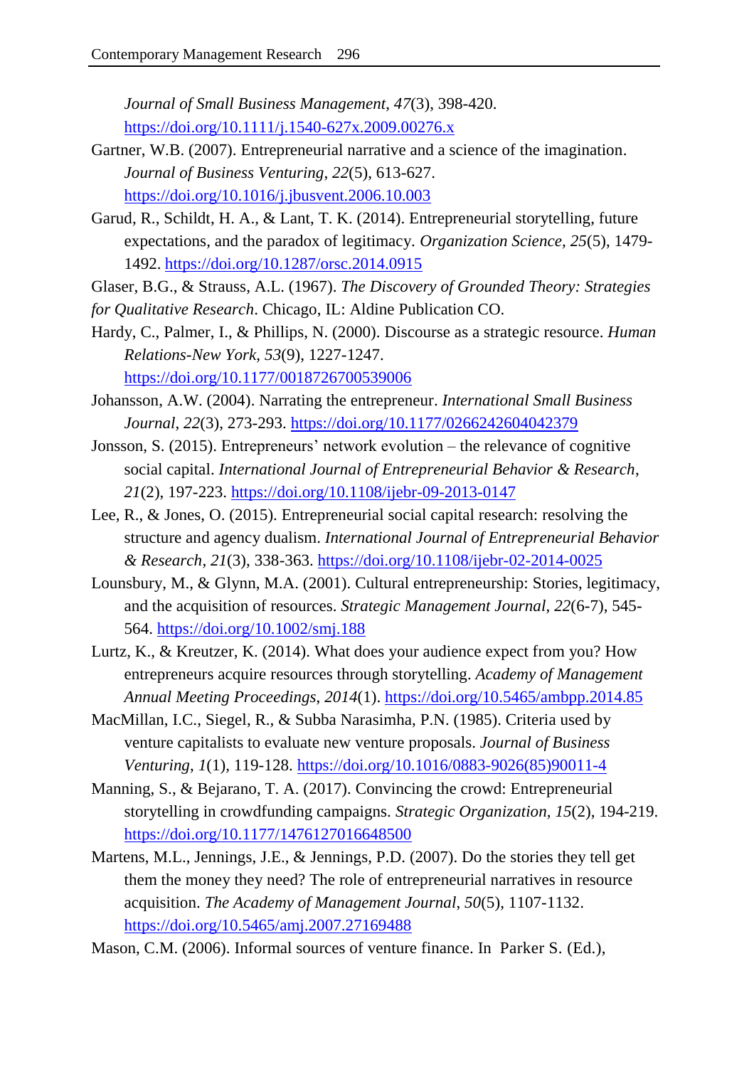*Journal of Small Business Management*, *47*(3), 398-420. https://doi.org/10.1111/j.1540-627x.2009.00276.x

Gartner, W.B. (2007). Entrepreneurial narrative and a science of the imagination. *Journal of Business Venturing*, *22*(5), 613-627. https://doi.org/10.1016/j.jbusvent.2006.10.003

Garud, R., Schildt, H. A., & Lant, T. K. (2014). Entrepreneurial storytelling, future expectations, and the paradox of legitimacy. *Organization Science, 25*(5), 1479-1492. https://doi.org/10.1287/orsc.2014.0915

Glaser, B.G., & Strauss, A.L. (1967). *The Discovery of Grounded Theory: Strategies for Qualitative Research*. Chicago, IL: Aldine Publication CO.

Hardy, C., Palmer, I., & Phillips, N. (2000). Discourse as a strategic resource. *Human Relations-New York*, *53*(9), 1227-1247. https://doi.org/10.1177/0018726700539006

Johansson, A.W. (2004). Narrating the entrepreneur. *International Small Business Journal*, *22*(3), 273-293. https://doi.org/10.1177/0266242604042379

Jonsson, S. (2015). Entrepreneurs' network evolution – the relevance of cognitive social capital. *International Journal of Entrepreneurial Behavior & Research*, *21*(2), 197-223. https://doi.org/10.1108/ijebr-09-2013-0147

Lee, R., & Jones, O. (2015). Entrepreneurial social capital research: resolving the structure and agency dualism. *International Journal of Entrepreneurial Behavior & Research*, *21*(3), 338-363. https://doi.org/10.1108/ijebr-02-2014-0025

Lounsbury, M., & Glynn, M.A. (2001). Cultural entrepreneurship: Stories, legitimacy, and the acquisition of resources. *Strategic Management Journal*, *22*(6-7), 545-564. https://doi.org/10.1002/smj.188

Lurtz, K., & Kreutzer, K. (2014). What does your audience expect from you? How entrepreneurs acquire resources through storytelling. *Academy of Management Annual Meeting Proceedings*, *2014*(1). https://doi.org/10.5465/ambpp.2014.85

MacMillan, I.C., Siegel, R., & Subba Narasimha, P.N. (1985). Criteria used by venture capitalists to evaluate new venture proposals. *Journal of Business Venturing*, *1*(1), 119-128. https://doi.org/10.1016/0883-9026(85)90011-4

Manning, S., & Bejarano, T. A. (2017). Convincing the crowd: Entrepreneurial storytelling in crowdfunding campaigns. *Strategic Organization, 15*(2), 194-219. https://doi.org/10.1177/1476127016648500

Martens, M.L., Jennings, J.E., & Jennings, P.D. (2007). Do the stories they tell get them the money they need? The role of entrepreneurial narratives in resource acquisition. *The Academy of Management Journal*, *50*(5), 1107-1132. https://doi.org/10.5465/amj.2007.27169488

Mason, C.M. (2006). Informal sources of venture finance. In Parker S. (Ed.),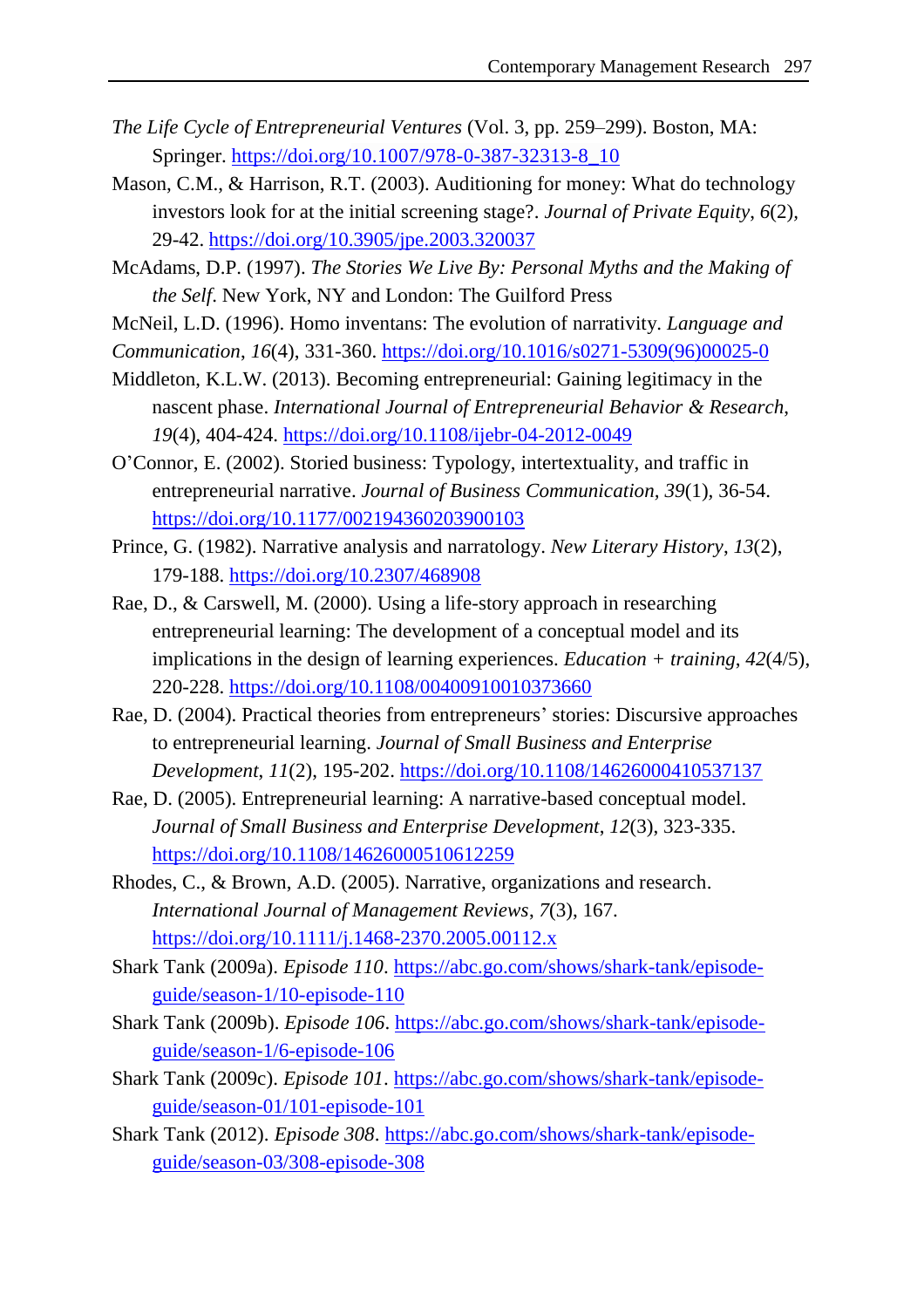*The Life Cycle of Entrepreneurial Ventures* (Vol. 3, pp. 259–299). Boston, MA: Springer. https://doi.org/10.1007/978-0-387-32313-8_10

Mason, C.M., & Harrison, R.T. (2003). Auditioning for money: What do technology investors look for at the initial screening stage?. *Journal of Private Equity*, *6*(2), 29-42. https://doi.org/10.3905/jpe.2003.320037

McAdams, D.P. (1997). *The Stories We Live By: Personal Myths and the Making of the Self*. New York, NY and London: The Guilford Press

McNeil, L.D. (1996). Homo inventans: The evolution of narrativity. *Language and Communication*, *16*(4), 331-360. https://doi.org/10.1016/s0271-5309(96)00025-0

Middleton, K.L.W. (2013). Becoming entrepreneurial: Gaining legitimacy in the nascent phase. *International Journal of Entrepreneurial Behavior & Research*, *19*(4), 404-424. https://doi.org/10.1108/ijebr-04-2012-0049

O'Connor, E. (2002). Storied business: Typology, intertextuality, and traffic in entrepreneurial narrative. *Journal of Business Communication*, *39*(1), 36-54. https://doi.org/10.1177/002194360203900103

Prince, G. (1982). Narrative analysis and narratology. *New Literary History*, *13*(2), 179-188. https://doi.org/10.2307/468908

Rae, D., & Carswell, M. (2000). Using a life-story approach in researching entrepreneurial learning: The development of a conceptual model and its implications in the design of learning experiences. *Education + training*, *42*(4/5), 220-228. https://doi.org/10.1108/00400910010373660

Rae, D. (2004). Practical theories from entrepreneurs' stories: Discursive approaches to entrepreneurial learning. *Journal of Small Business and Enterprise Development*, *11*(2), 195-202. https://doi.org/10.1108/14626000410537137

Rae, D. (2005). Entrepreneurial learning: A narrative-based conceptual model. *Journal of Small Business and Enterprise Development*, *12*(3), 323-335. https://doi.org/10.1108/14626000510612259

Rhodes, C., & Brown, A.D. (2005). Narrative, organizations and research. *International Journal of Management Reviews*, *7*(3), 167. https://doi.org/10.1111/j.1468-2370.2005.00112.x

Shark Tank (2009a). *Episode 110*. https://abc.go.com/shows/shark-tank/episode-guide/season-1/10-episode-110

Shark Tank (2009b). *Episode 106*. https://abc.go.com/shows/shark-tank/episode-guide/season-1/6-episode-106

Shark Tank (2009c). *Episode 101*. https://abc.go.com/shows/shark-tank/episode-guide/season-01/101-episode-101

Shark Tank (2012). *Episode 308*. https://abc.go.com/shows/shark-tank/episode-guide/season-03/308-episode-308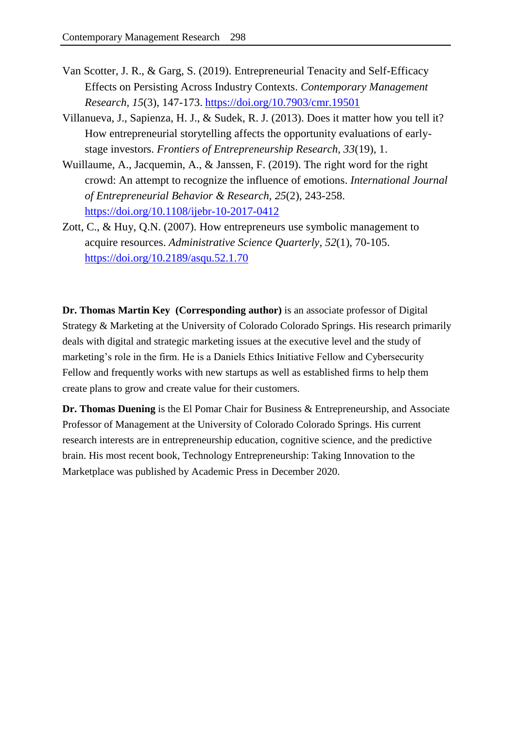Van Scotter, J. R., & Garg, S. (2019). Entrepreneurial Tenacity and Self-Efficacy Effects on Persisting Across Industry Contexts. *Contemporary Management Research*, *15*(3), 147-173. https://doi.org/10.7903/cmr.19501

Villanueva, J., Sapienza, H. J., & Sudek, R. J. (2013). Does it matter how you tell it? How entrepreneurial storytelling affects the opportunity evaluations of early-stage investors. *Frontiers of Entrepreneurship Research*, *33*(19), 1.

Wuillaume, A., Jacquemin, A., & Janssen, F. (2019). The right word for the right crowd: An attempt to recognize the influence of emotions. *International Journal of Entrepreneurial Behavior & Research*, *25*(2), 243-258. https://doi.org/10.1108/ijebr-10-2017-0412

Zott, C., & Huy, Q.N. (2007). How entrepreneurs use symbolic management to acquire resources. *Administrative Science Quarterly*, *52*(1), 70-105. https://doi.org/10.2189/asqu.52.1.70

**Dr. Thomas Martin Key (Corresponding author)** is an associate professor of Digital Strategy & Marketing at the University of Colorado Colorado Springs. His research primarily deals with digital and strategic marketing issues at the executive level and the study of marketing's role in the firm. He is a Daniels Ethics Initiative Fellow and Cybersecurity Fellow and frequently works with new startups as well as established firms to help them create plans to grow and create value for their customers.

**Dr. Thomas Duening** is the El Pomar Chair for Business & Entrepreneurship, and Associate Professor of Management at the University of Colorado Colorado Springs. His current research interests are in entrepreneurship education, cognitive science, and the predictive brain. His most recent book, Technology Entrepreneurship: Taking Innovation to the Marketplace was published by Academic Press in December 2020.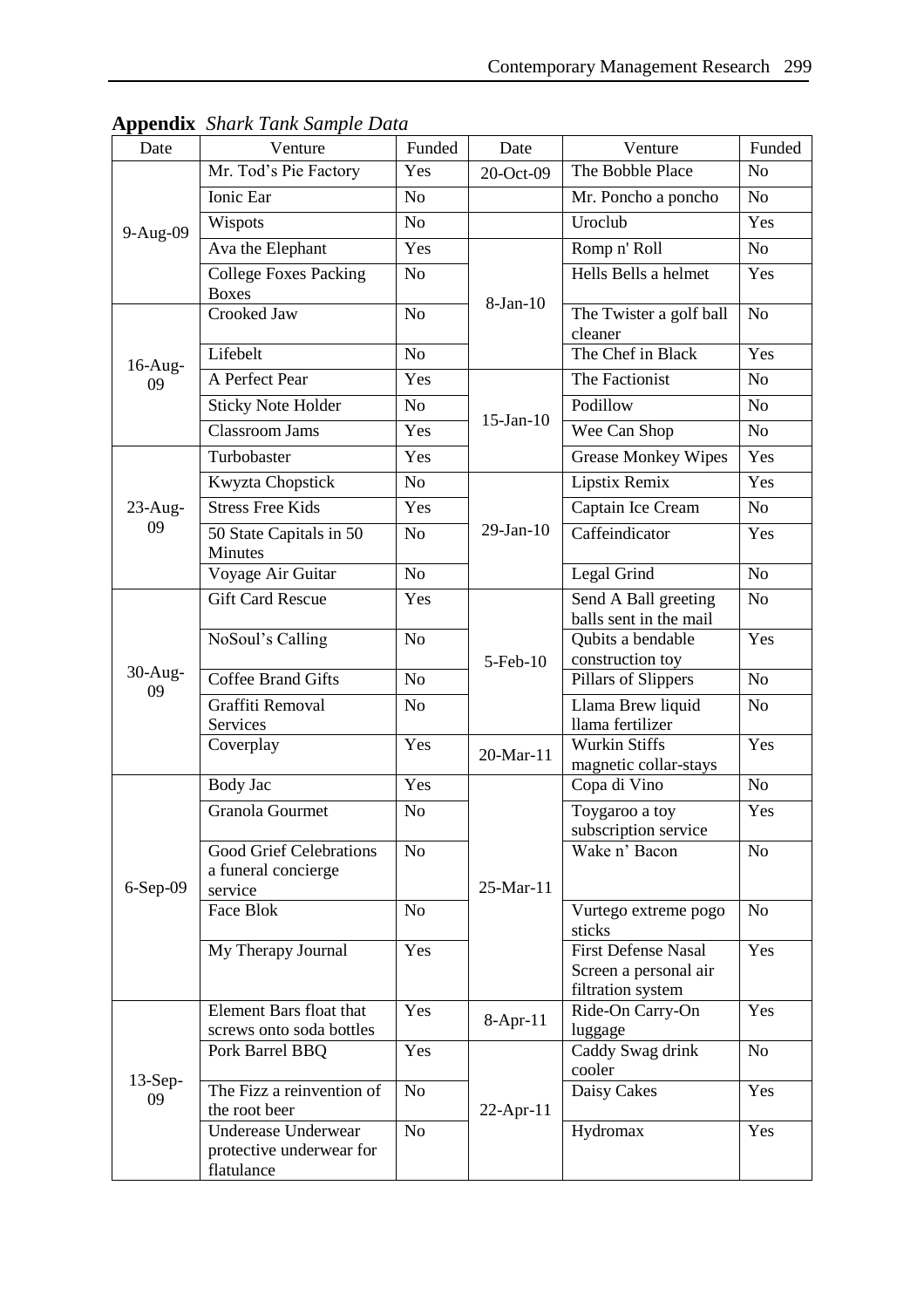**Appendix** *Shark Tank Sample Data*

| Date | Venture | Funded | Date | Venture | Funded |
|---|---|---|---|---|---|
| 9-Aug-09 | Mr. Tod's Pie Factory | Yes | 20-Oct-09 | The Bobble Place | No |
| | Ionic Ear | No | | Mr. Poncho a poncho | No |
| | Wispots | No | | Uroclub | Yes |
| | Ava the Elephant | Yes | 8-Jan-10 | Romp n' Roll | No |
| | College Foxes Packing Boxes | No | | Hells Bells a helmet | Yes |
| 16-Aug-09 | Crooked Jaw | No | | The Twister a golf ball cleaner | No |
| | Lifebelt | No | | The Chef in Black | Yes |
| | A Perfect Pear | Yes | 15-Jan-10 | The Factionist | No |
| | Sticky Note Holder | No | | Podillow | No |
| | Classroom Jams | Yes | | Wee Can Shop | No |
| 23-Aug-09 | Turbobaster | Yes | | Grease Monkey Wipes | Yes |
| | Kwyzta Chopstick | No | 29-Jan-10 | Lipstix Remix | Yes |
| | Stress Free Kids | Yes | | Captain Ice Cream | No |
| | 50 State Capitals in 50 Minutes | No | | Caffeindicator | Yes |
| | Voyage Air Guitar | No | | Legal Grind | No |
| 30-Aug-09 | Gift Card Rescue | Yes | 5-Feb-10 | Send A Ball greeting balls sent in the mail | No |
| | NoSoul's Calling | No | | Qubits a bendable construction toy | Yes |
| | Coffee Brand Gifts | No | | Pillars of Slippers | No |
| | Graffiti Removal Services | No | | Llama Brew liquid llama fertilizer | No |
| | Coverplay | Yes | 20-Mar-11 | Wurkin Stiffs magnetic collar-stays | Yes |
| 6-Sep-09 | Body Jac | Yes | 25-Mar-11 | Copa di Vino | No |
| | Granola Gourmet | No | | Toygaroo a toy subscription service | Yes |
| | Good Grief Celebrations a funeral concierge service | No | | Wake n' Bacon | No |
| | Face Blok | No | | Vurtego extreme pogo sticks | No |
| | My Therapy Journal | Yes | | First Defense Nasal Screen a personal air filtration system | Yes |
| 13-Sep-09 | Element Bars float that screws onto soda bottles | Yes | 8-Apr-11 | Ride-On Carry-On luggage | Yes |
| | Pork Barrel BBQ | Yes | 22-Apr-11 | Caddy Swag drink cooler | No |
| | The Fizz a reinvention of the root beer | No | | Daisy Cakes | Yes |
| | Underease Underwear protective underwear for flatulance | No | | Hydromax | Yes |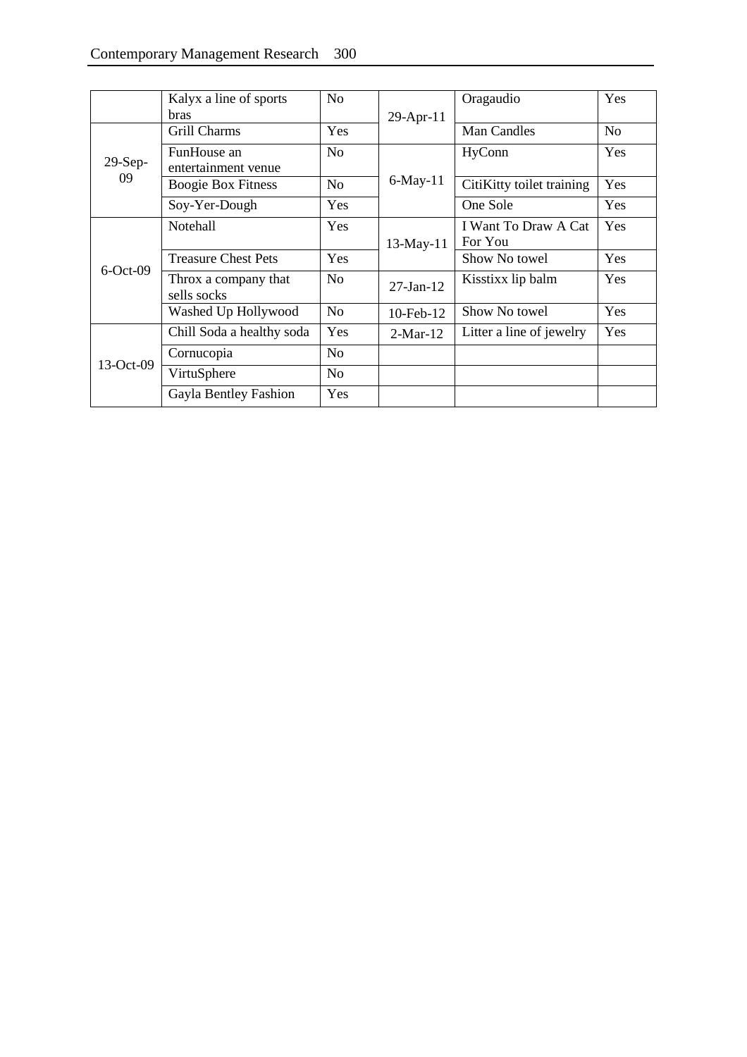| | | | | | |
|---|---|---|---|---|---|
| | Kalyx a line of sports bras | No | 29-Apr-11 | Oragaudio | Yes |
| 29-Sep-09 | Grill Charms | Yes | | Man Candles | No |
| | FunHouse an entertainment venue | No | 6-May-11 | HyConn | Yes |
| | Boogie Box Fitness | No | | CitiKitty toilet training | Yes |
| | Soy-Yer-Dough | Yes | | One Sole | Yes |
| 6-Oct-09 | Notehall | Yes | 13-May-11 | I Want To Draw A Cat For You | Yes |
| | Treasure Chest Pets | Yes | | Show No towel | Yes |
| | Throx a company that sells socks | No | 27-Jan-12 | Kisstixx lip balm | Yes |
| | Washed Up Hollywood | No | 10-Feb-12 | Show No towel | Yes |
| 13-Oct-09 | Chill Soda a healthy soda | Yes | 2-Mar-12 | Litter a line of jewelry | Yes |
| | Cornucopia | No | | | |
| | VirtuSphere | No | | | |
| | Gayla Bentley Fashion | Yes | | | |